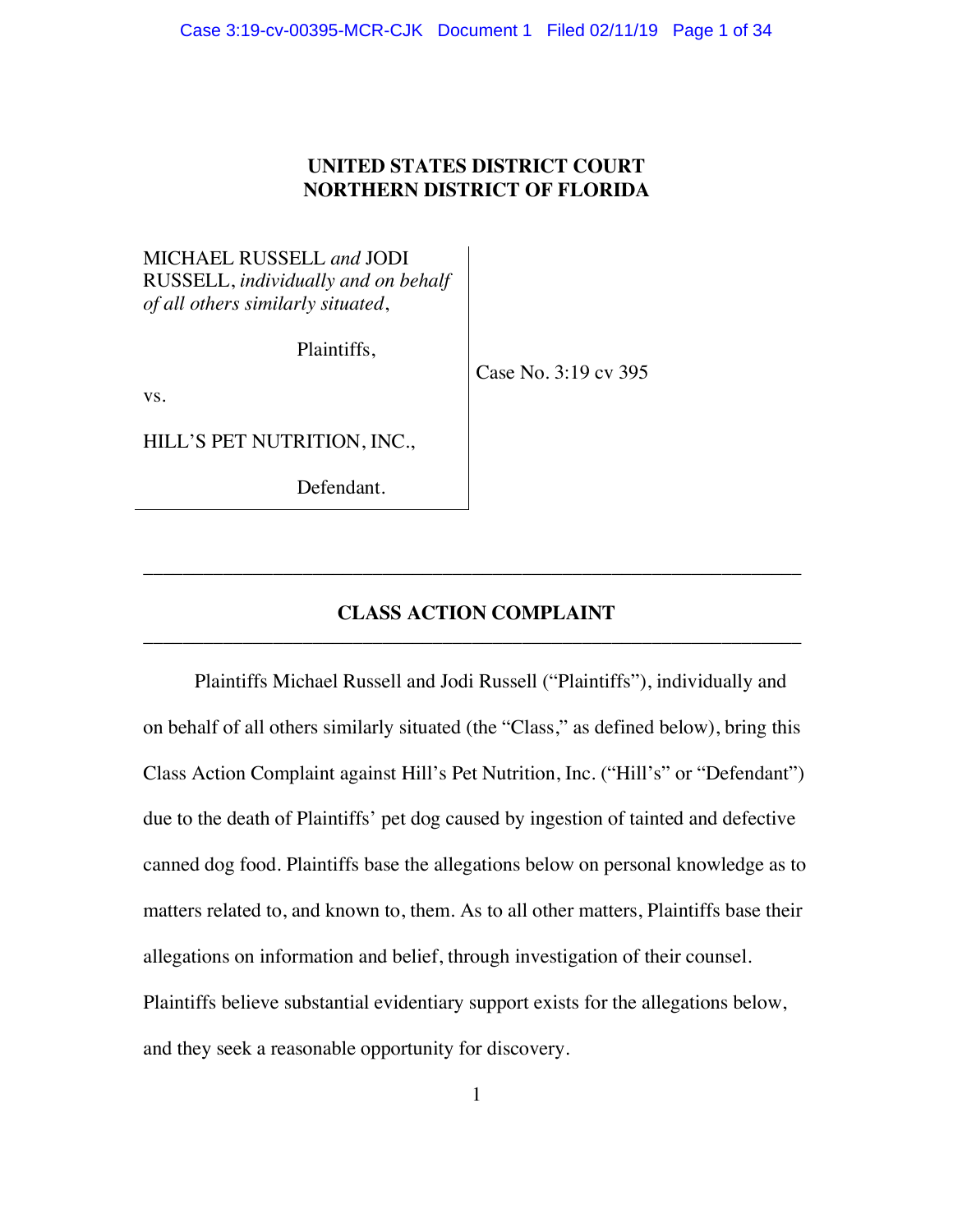**UNITED STATES DISTRICT COURT**
**NORTHERN DISTRICT OF FLORIDA**

MICHAEL RUSSELL *and* JODI RUSSELL, *individually and on behalf of all others similarly situated*,

Plaintiffs,

vs.

HILL'S PET NUTRITION, INC.,

Defendant.

Case No. 3:19 cv 395

---

**CLASS ACTION COMPLAINT**

---

Plaintiffs Michael Russell and Jodi Russell ("Plaintiffs"), individually and on behalf of all others similarly situated (the "Class," as defined below), bring this Class Action Complaint against Hill's Pet Nutrition, Inc. ("Hill's" or "Defendant") due to the death of Plaintiffs' pet dog caused by ingestion of tainted and defective canned dog food. Plaintiffs base the allegations below on personal knowledge as to matters related to, and known to, them. As to all other matters, Plaintiffs base their allegations on information and belief, through investigation of their counsel. Plaintiffs believe substantial evidentiary support exists for the allegations below, and they seek a reasonable opportunity for discovery.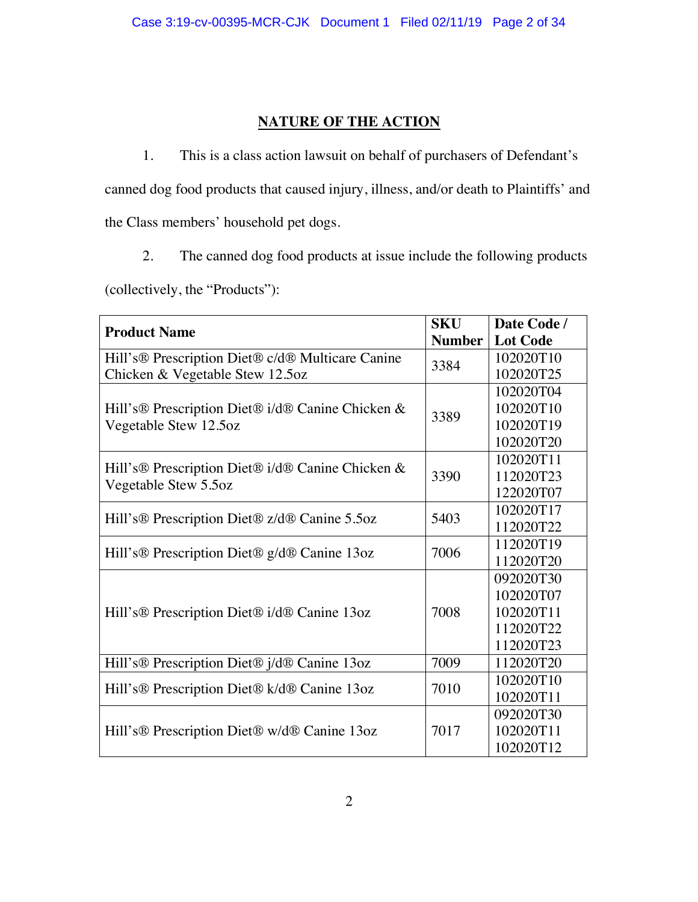## NATURE OF THE ACTION

1. This is a class action lawsuit on behalf of purchasers of Defendant's canned dog food products that caused injury, illness, and/or death to Plaintiffs' and the Class members' household pet dogs.

2. The canned dog food products at issue include the following products (collectively, the "Products"):

| Product Name | SKU Number | Date Code / Lot Code |
|---|---|---|
| Hill's® Prescription Diet® c/d® Multicare Canine Chicken & Vegetable Stew 12.5oz | 3384 | 102020T10<br>102020T25 |
| Hill's® Prescription Diet® i/d® Canine Chicken & Vegetable Stew 12.5oz | 3389 | 102020T04<br>102020T10<br>102020T19<br>102020T20 |
| Hill's® Prescription Diet® i/d® Canine Chicken & Vegetable Stew 5.5oz | 3390 | 102020T11<br>112020T23<br>122020T07 |
| Hill's® Prescription Diet® z/d® Canine 5.5oz | 5403 | 102020T17<br>112020T22 |
| Hill's® Prescription Diet® g/d® Canine 13oz | 7006 | 112020T19<br>112020T20 |
| Hill's® Prescription Diet® i/d® Canine 13oz | 7008 | 092020T30<br>102020T07<br>102020T11<br>112020T22<br>112020T23 |
| Hill's® Prescription Diet® j/d® Canine 13oz | 7009 | 112020T20 |
| Hill's® Prescription Diet® k/d® Canine 13oz | 7010 | 102020T10<br>102020T11 |
| Hill's® Prescription Diet® w/d® Canine 13oz | 7017 | 092020T30<br>102020T11<br>102020T12 |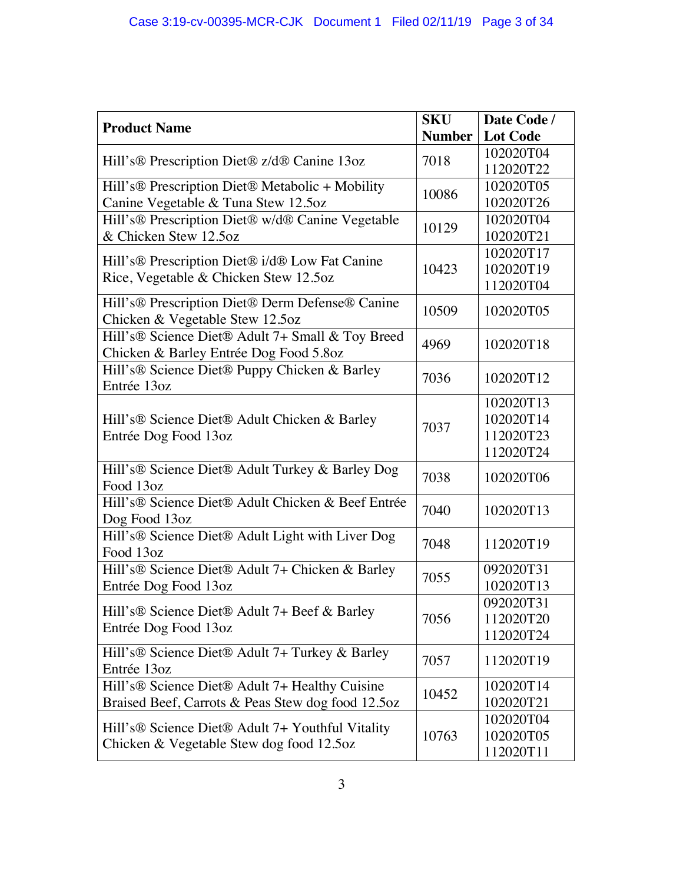| Product Name | SKU Number | Date Code / Lot Code |
|---|---|---|
| Hill's® Prescription Diet® z/d® Canine 13oz | 7018 | 102020T04<br>112020T22 |
| Hill's® Prescription Diet® Metabolic + Mobility Canine Vegetable & Tuna Stew 12.5oz | 10086 | 102020T05<br>102020T26 |
| Hill's® Prescription Diet® w/d® Canine Vegetable & Chicken Stew 12.5oz | 10129 | 102020T04<br>102020T21 |
| Hill's® Prescription Diet® i/d® Low Fat Canine Rice, Vegetable & Chicken Stew 12.5oz | 10423 | 102020T17<br>102020T19<br>112020T04 |
| Hill's® Prescription Diet® Derm Defense® Canine Chicken & Vegetable Stew 12.5oz | 10509 | 102020T05 |
| Hill's® Science Diet® Adult 7+ Small & Toy Breed Chicken & Barley Entrée Dog Food 5.8oz | 4969 | 102020T18 |
| Hill's® Science Diet® Puppy Chicken & Barley Entrée 13oz | 7036 | 102020T12 |
| Hill's® Science Diet® Adult Chicken & Barley Entrée Dog Food 13oz | 7037 | 102020T13<br>102020T14<br>112020T23<br>112020T24 |
| Hill's® Science Diet® Adult Turkey & Barley Dog Food 13oz | 7038 | 102020T06 |
| Hill's® Science Diet® Adult Chicken & Beef Entrée Dog Food 13oz | 7040 | 102020T13 |
| Hill's® Science Diet® Adult Light with Liver Dog Food 13oz | 7048 | 112020T19 |
| Hill's® Science Diet® Adult 7+ Chicken & Barley Entrée Dog Food 13oz | 7055 | 092020T31<br>102020T13 |
| Hill's® Science Diet® Adult 7+ Beef & Barley Entrée Dog Food 13oz | 7056 | 092020T31<br>112020T20<br>112020T24 |
| Hill's® Science Diet® Adult 7+ Turkey & Barley Entrée 13oz | 7057 | 112020T19 |
| Hill's® Science Diet® Adult 7+ Healthy Cuisine Braised Beef, Carrots & Peas Stew dog food 12.5oz | 10452 | 102020T14<br>102020T21 |
| Hill's® Science Diet® Adult 7+ Youthful Vitality Chicken & Vegetable Stew dog food 12.5oz | 10763 | 102020T04<br>102020T05<br>112020T11 |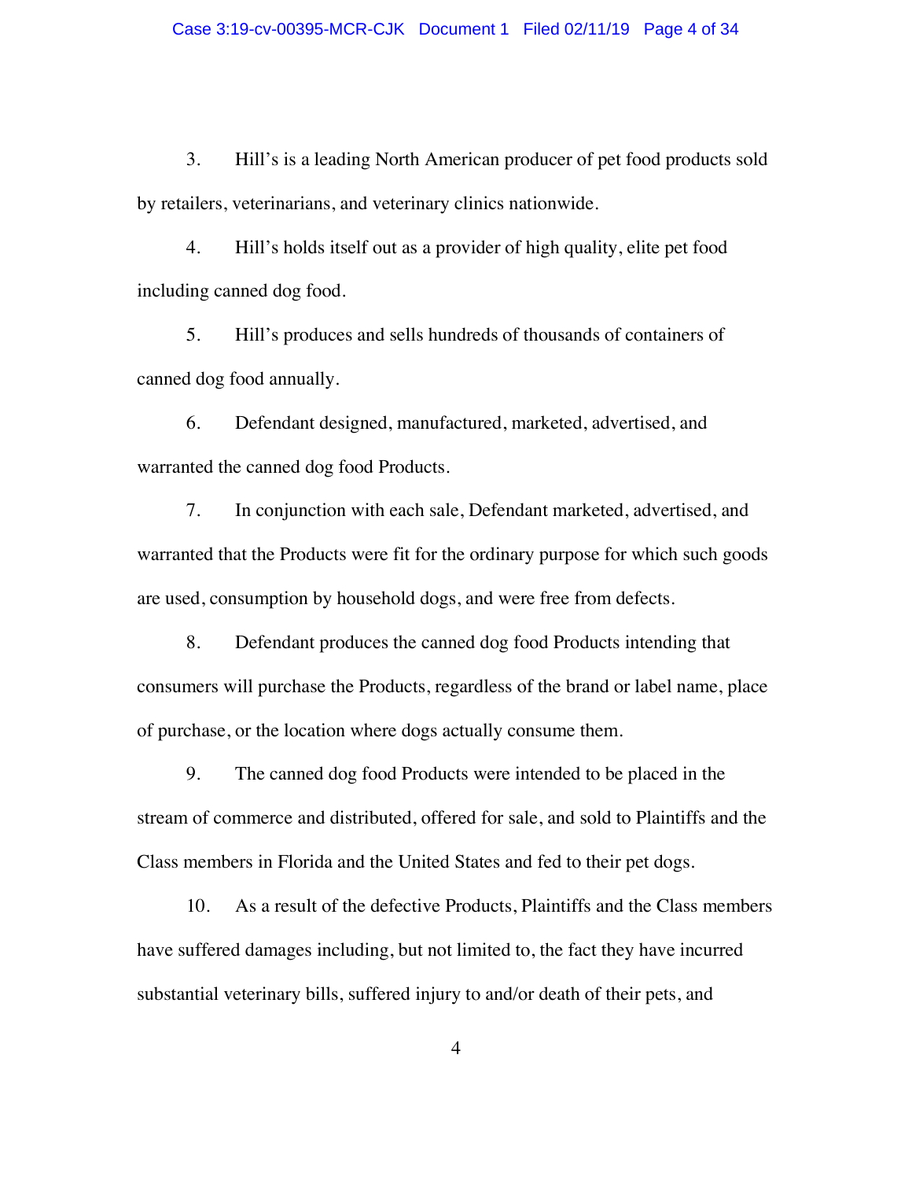3. Hill's is a leading North American producer of pet food products sold by retailers, veterinarians, and veterinary clinics nationwide.

4. Hill's holds itself out as a provider of high quality, elite pet food including canned dog food.

5. Hill's produces and sells hundreds of thousands of containers of canned dog food annually.

6. Defendant designed, manufactured, marketed, advertised, and warranted the canned dog food Products.

7. In conjunction with each sale, Defendant marketed, advertised, and warranted that the Products were fit for the ordinary purpose for which such goods are used, consumption by household dogs, and were free from defects.

8. Defendant produces the canned dog food Products intending that consumers will purchase the Products, regardless of the brand or label name, place of purchase, or the location where dogs actually consume them.

9. The canned dog food Products were intended to be placed in the stream of commerce and distributed, offered for sale, and sold to Plaintiffs and the Class members in Florida and the United States and fed to their pet dogs.

10. As a result of the defective Products, Plaintiffs and the Class members have suffered damages including, but not limited to, the fact they have incurred substantial veterinary bills, suffered injury to and/or death of their pets, and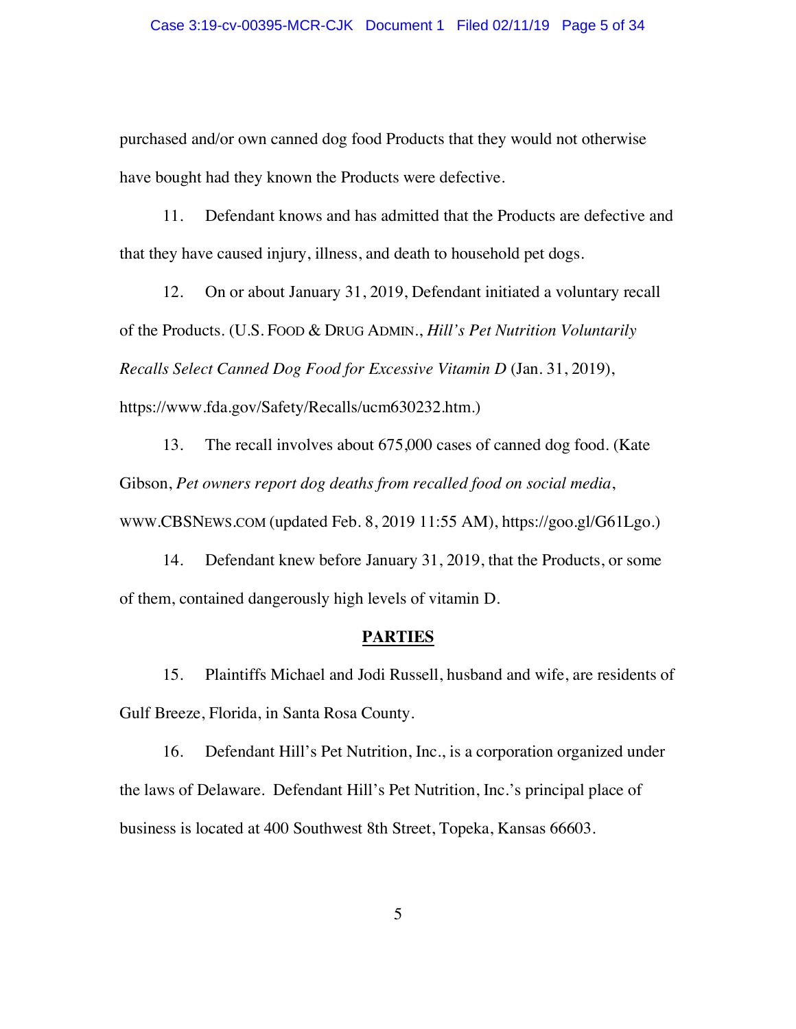purchased and/or own canned dog food Products that they would not otherwise have bought had they known the Products were defective.

11. Defendant knows and has admitted that the Products are defective and that they have caused injury, illness, and death to household pet dogs.

12. On or about January 31, 2019, Defendant initiated a voluntary recall of the Products. (U.S. FOOD & DRUG ADMIN., *Hill's Pet Nutrition Voluntarily Recalls Select Canned Dog Food for Excessive Vitamin D* (Jan. 31, 2019), https://www.fda.gov/Safety/Recalls/ucm630232.htm.)

13. The recall involves about 675,000 cases of canned dog food. (Kate Gibson, *Pet owners report dog deaths from recalled food on social media*, WWW.CBSNEWS.COM (updated Feb. 8, 2019 11:55 AM), https://goo.gl/G61Lgo.)

14. Defendant knew before January 31, 2019, that the Products, or some of them, contained dangerously high levels of vitamin D.

## PARTIES

15. Plaintiffs Michael and Jodi Russell, husband and wife, are residents of Gulf Breeze, Florida, in Santa Rosa County.

16. Defendant Hill's Pet Nutrition, Inc., is a corporation organized under the laws of Delaware. Defendant Hill's Pet Nutrition, Inc.'s principal place of business is located at 400 Southwest 8th Street, Topeka, Kansas 66603.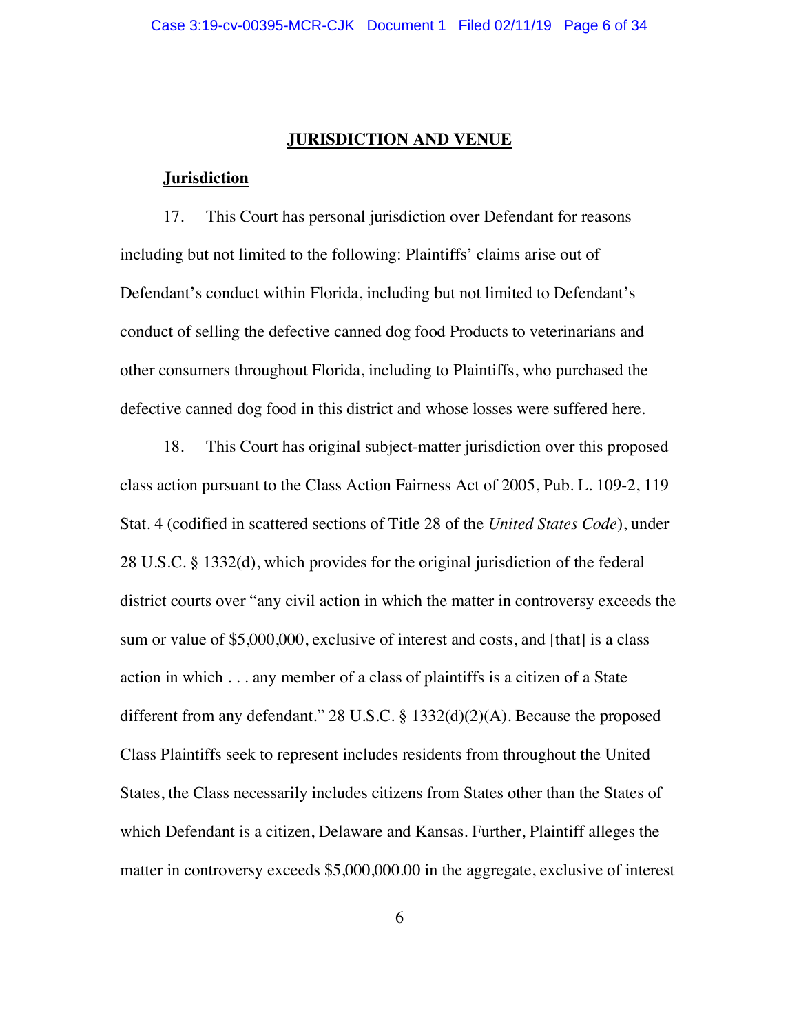## JURISDICTION AND VENUE

### Jurisdiction

17. This Court has personal jurisdiction over Defendant for reasons including but not limited to the following: Plaintiffs' claims arise out of Defendant's conduct within Florida, including but not limited to Defendant's conduct of selling the defective canned dog food Products to veterinarians and other consumers throughout Florida, including to Plaintiffs, who purchased the defective canned dog food in this district and whose losses were suffered here.

18. This Court has original subject-matter jurisdiction over this proposed class action pursuant to the Class Action Fairness Act of 2005, Pub. L. 109-2, 119 Stat. 4 (codified in scattered sections of Title 28 of the *United States Code*), under 28 U.S.C. § 1332(d), which provides for the original jurisdiction of the federal district courts over "any civil action in which the matter in controversy exceeds the sum or value of $5,000,000, exclusive of interest and costs, and [that] is a class action in which . . . any member of a class of plaintiffs is a citizen of a State different from any defendant." 28 U.S.C. § 1332(d)(2)(A). Because the proposed Class Plaintiffs seek to represent includes residents from throughout the United States, the Class necessarily includes citizens from States other than the States of which Defendant is a citizen, Delaware and Kansas. Further, Plaintiff alleges the matter in controversy exceeds $5,000,000.00 in the aggregate, exclusive of interest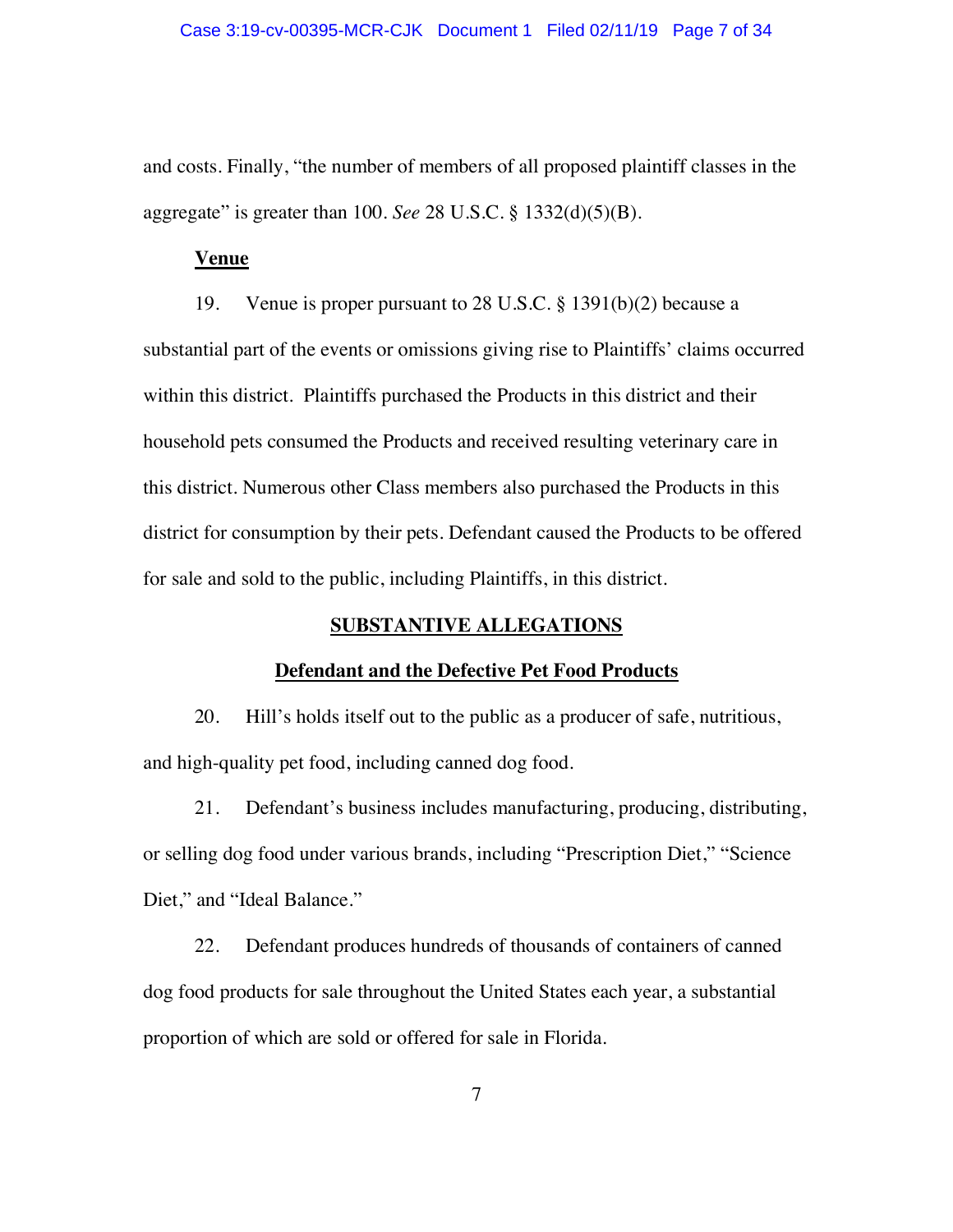and costs. Finally, "the number of members of all proposed plaintiff classes in the aggregate" is greater than 100. *See* 28 U.S.C. § 1332(d)(5)(B).

**Venue**

19. Venue is proper pursuant to 28 U.S.C. § 1391(b)(2) because a substantial part of the events or omissions giving rise to Plaintiffs' claims occurred within this district. Plaintiffs purchased the Products in this district and their household pets consumed the Products and received resulting veterinary care in this district. Numerous other Class members also purchased the Products in this district for consumption by their pets. Defendant caused the Products to be offered for sale and sold to the public, including Plaintiffs, in this district.

## SUBSTANTIVE ALLEGATIONS

### Defendant and the Defective Pet Food Products

20. Hill's holds itself out to the public as a producer of safe, nutritious, and high-quality pet food, including canned dog food.

21. Defendant's business includes manufacturing, producing, distributing, or selling dog food under various brands, including "Prescription Diet," "Science Diet," and "Ideal Balance."

22. Defendant produces hundreds of thousands of containers of canned dog food products for sale throughout the United States each year, a substantial proportion of which are sold or offered for sale in Florida.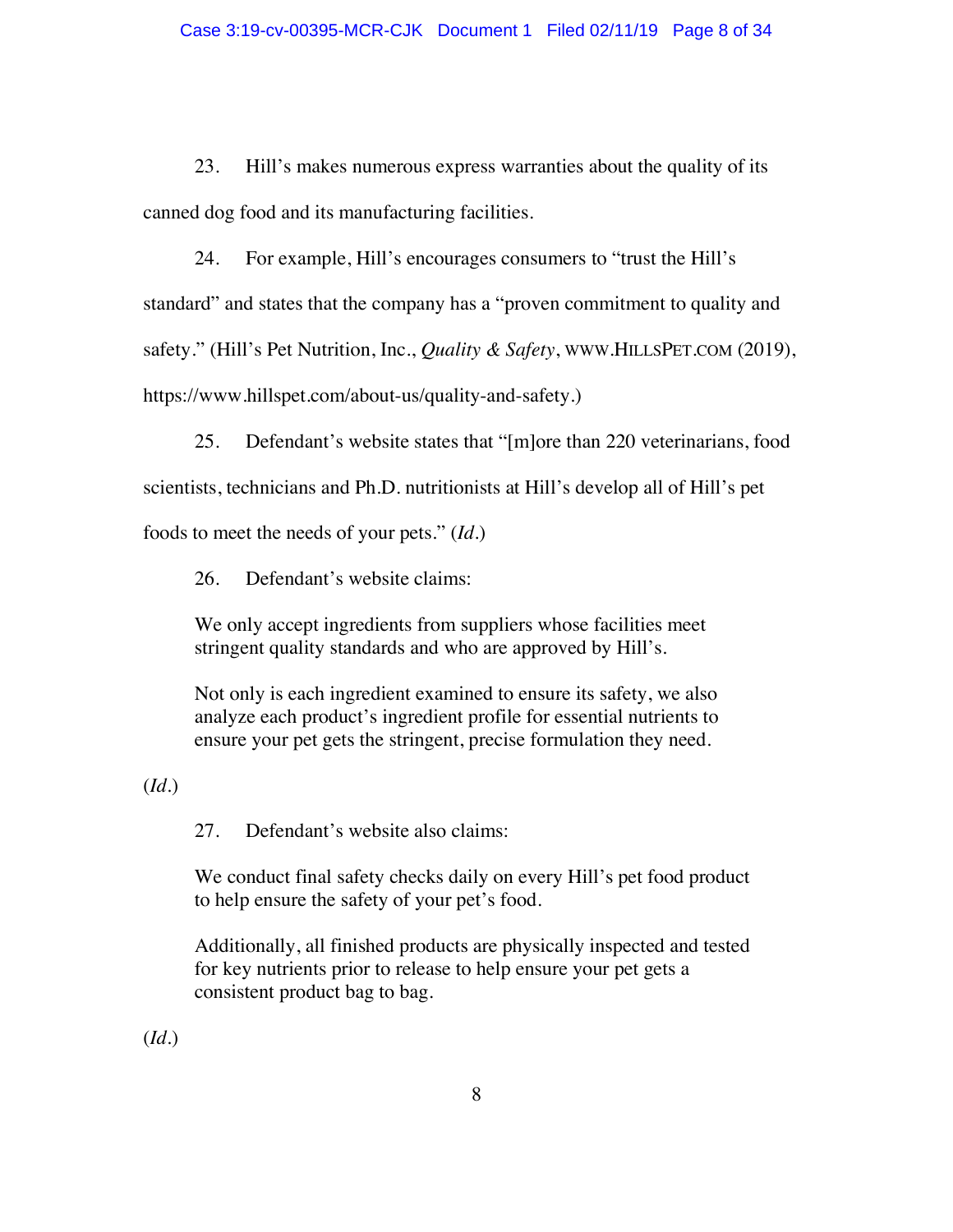23. Hill's makes numerous express warranties about the quality of its canned dog food and its manufacturing facilities.

24. For example, Hill's encourages consumers to "trust the Hill's standard" and states that the company has a "proven commitment to quality and safety." (Hill's Pet Nutrition, Inc., *Quality & Safety*, WWW.HILLSPET.COM (2019), https://www.hillspet.com/about-us/quality-and-safety.)

25. Defendant's website states that "[m]ore than 220 veterinarians, food scientists, technicians and Ph.D. nutritionists at Hill's develop all of Hill's pet foods to meet the needs of your pets." (*Id.*)

26. Defendant's website claims:

> We only accept ingredients from suppliers whose facilities meet stringent quality standards and who are approved by Hill's.
>
> Not only is each ingredient examined to ensure its safety, we also analyze each product's ingredient profile for essential nutrients to ensure your pet gets the stringent, precise formulation they need.

(*Id.*)

27. Defendant's website also claims:

> We conduct final safety checks daily on every Hill's pet food product to help ensure the safety of your pet's food.
>
> Additionally, all finished products are physically inspected and tested for key nutrients prior to release to help ensure your pet gets a consistent product bag to bag.

(*Id.*)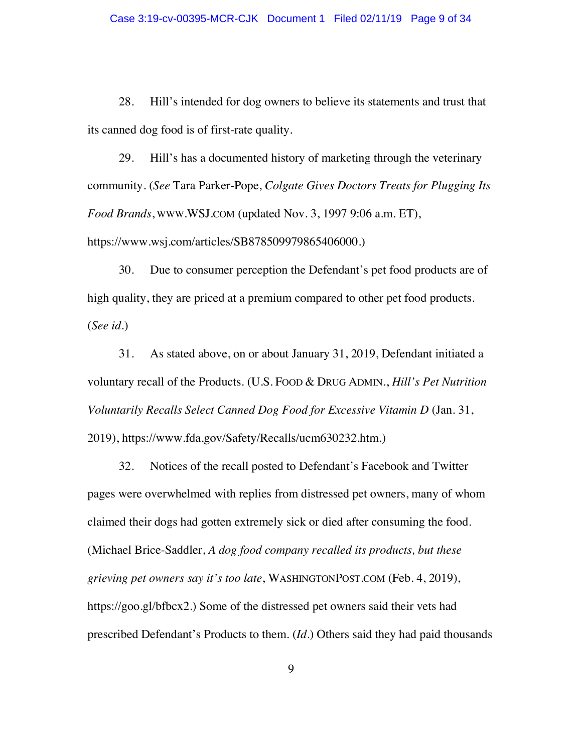28. Hill's intended for dog owners to believe its statements and trust that its canned dog food is of first-rate quality.

29. Hill's has a documented history of marketing through the veterinary community. (*See* Tara Parker-Pope, *Colgate Gives Doctors Treats for Plugging Its Food Brands*, WWW.WSJ.COM (updated Nov. 3, 1997 9:06 a.m. ET), https://www.wsj.com/articles/SB878509979865406000.)

30. Due to consumer perception the Defendant's pet food products are of high quality, they are priced at a premium compared to other pet food products. (*See id*.)

31. As stated above, on or about January 31, 2019, Defendant initiated a voluntary recall of the Products. (U.S. FOOD & DRUG ADMIN., *Hill's Pet Nutrition Voluntarily Recalls Select Canned Dog Food for Excessive Vitamin D* (Jan. 31, 2019), https://www.fda.gov/Safety/Recalls/ucm630232.htm.)

32. Notices of the recall posted to Defendant's Facebook and Twitter pages were overwhelmed with replies from distressed pet owners, many of whom claimed their dogs had gotten extremely sick or died after consuming the food. (Michael Brice-Saddler, *A dog food company recalled its products, but these grieving pet owners say it's too late*, WASHINGTONPOST.COM (Feb. 4, 2019), https://goo.gl/bfbcx2.) Some of the distressed pet owners said their vets had prescribed Defendant's Products to them. (*Id*.) Others said they had paid thousands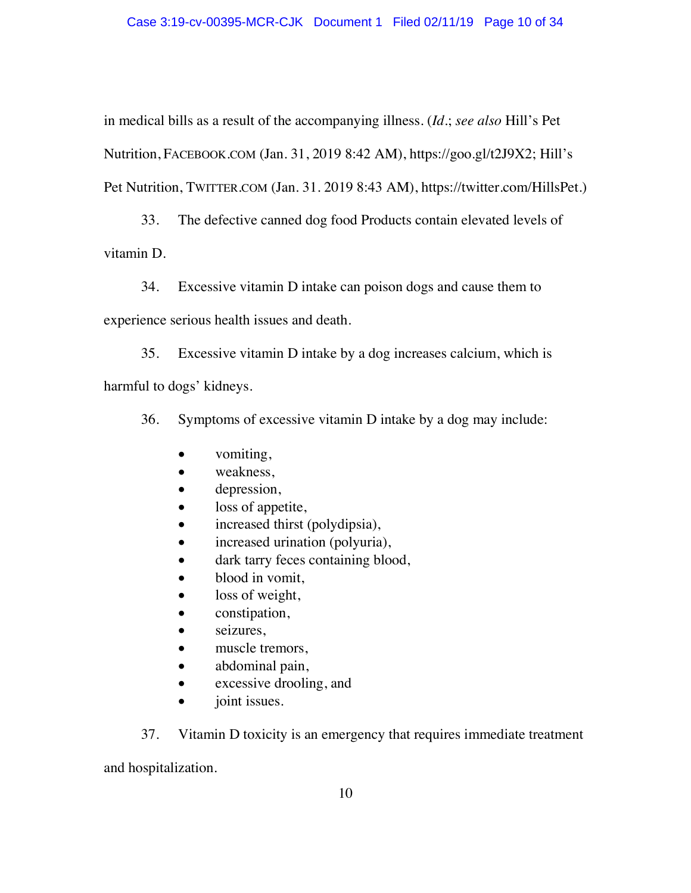in medical bills as a result of the accompanying illness. (*Id*.; *see also* Hill's Pet Nutrition, FACEBOOK.COM (Jan. 31, 2019 8:42 AM), https://goo.gl/t2J9X2; Hill's Pet Nutrition, TWITTER.COM (Jan. 31. 2019 8:43 AM), https://twitter.com/HillsPet.)

33. The defective canned dog food Products contain elevated levels of vitamin D.

34. Excessive vitamin D intake can poison dogs and cause them to experience serious health issues and death.

35. Excessive vitamin D intake by a dog increases calcium, which is harmful to dogs' kidneys.

36. Symptoms of excessive vitamin D intake by a dog may include:

- vomiting,
- weakness,
- depression,
- loss of appetite,
- increased thirst (polydipsia),
- increased urination (polyuria),
- dark tarry feces containing blood,
- blood in vomit,
- loss of weight,
- constipation,
- seizures,
- muscle tremors,
- abdominal pain,
- excessive drooling, and
- joint issues.

37. Vitamin D toxicity is an emergency that requires immediate treatment and hospitalization.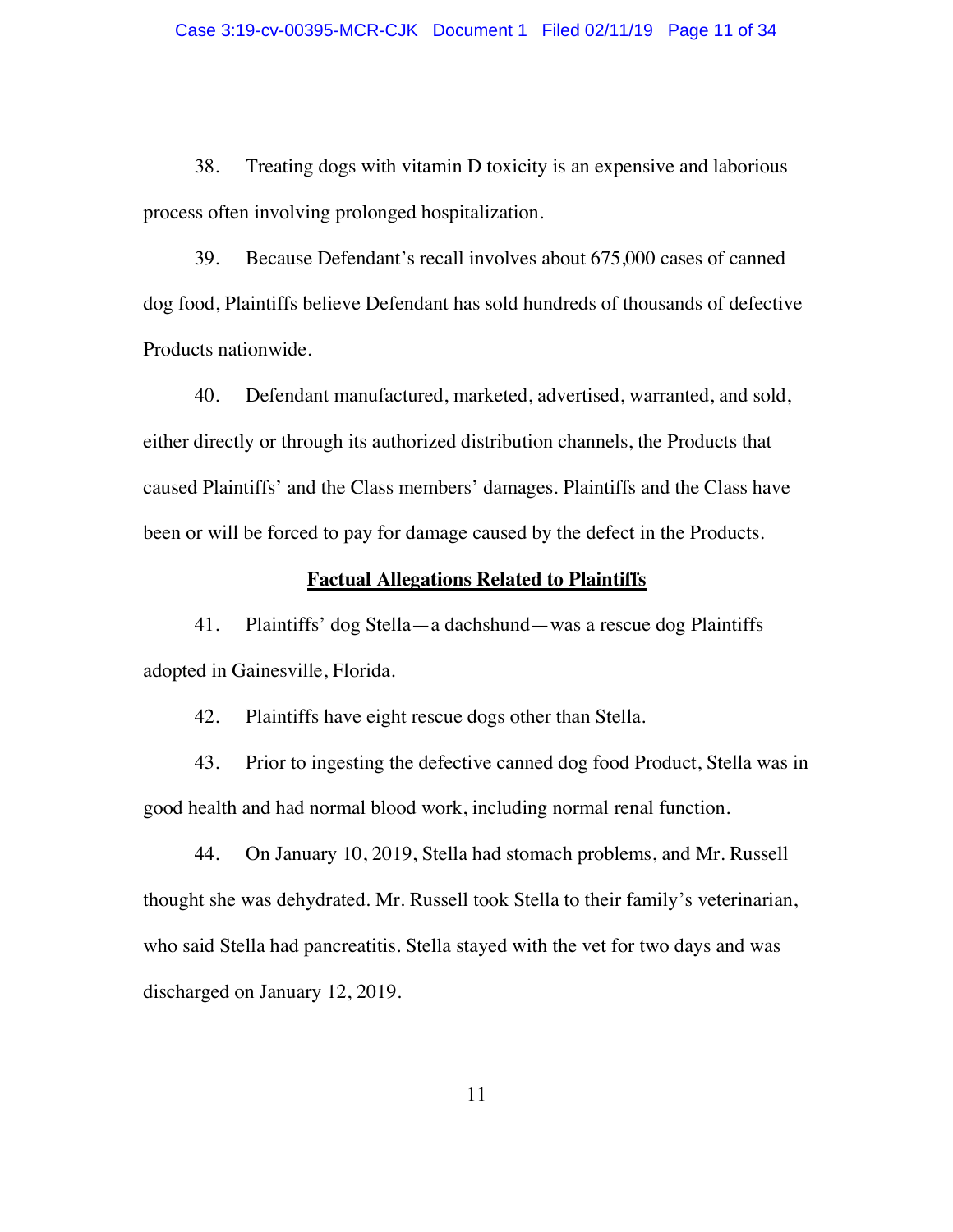38. Treating dogs with vitamin D toxicity is an expensive and laborious process often involving prolonged hospitalization.

39. Because Defendant's recall involves about 675,000 cases of canned dog food, Plaintiffs believe Defendant has sold hundreds of thousands of defective Products nationwide.

40. Defendant manufactured, marketed, advertised, warranted, and sold, either directly or through its authorized distribution channels, the Products that caused Plaintiffs' and the Class members' damages. Plaintiffs and the Class have been or will be forced to pay for damage caused by the defect in the Products.

## Factual Allegations Related to Plaintiffs

41. Plaintiffs' dog Stella—a dachshund—was a rescue dog Plaintiffs adopted in Gainesville, Florida.

42. Plaintiffs have eight rescue dogs other than Stella.

43. Prior to ingesting the defective canned dog food Product, Stella was in good health and had normal blood work, including normal renal function.

44. On January 10, 2019, Stella had stomach problems, and Mr. Russell thought she was dehydrated. Mr. Russell took Stella to their family's veterinarian, who said Stella had pancreatitis. Stella stayed with the vet for two days and was discharged on January 12, 2019.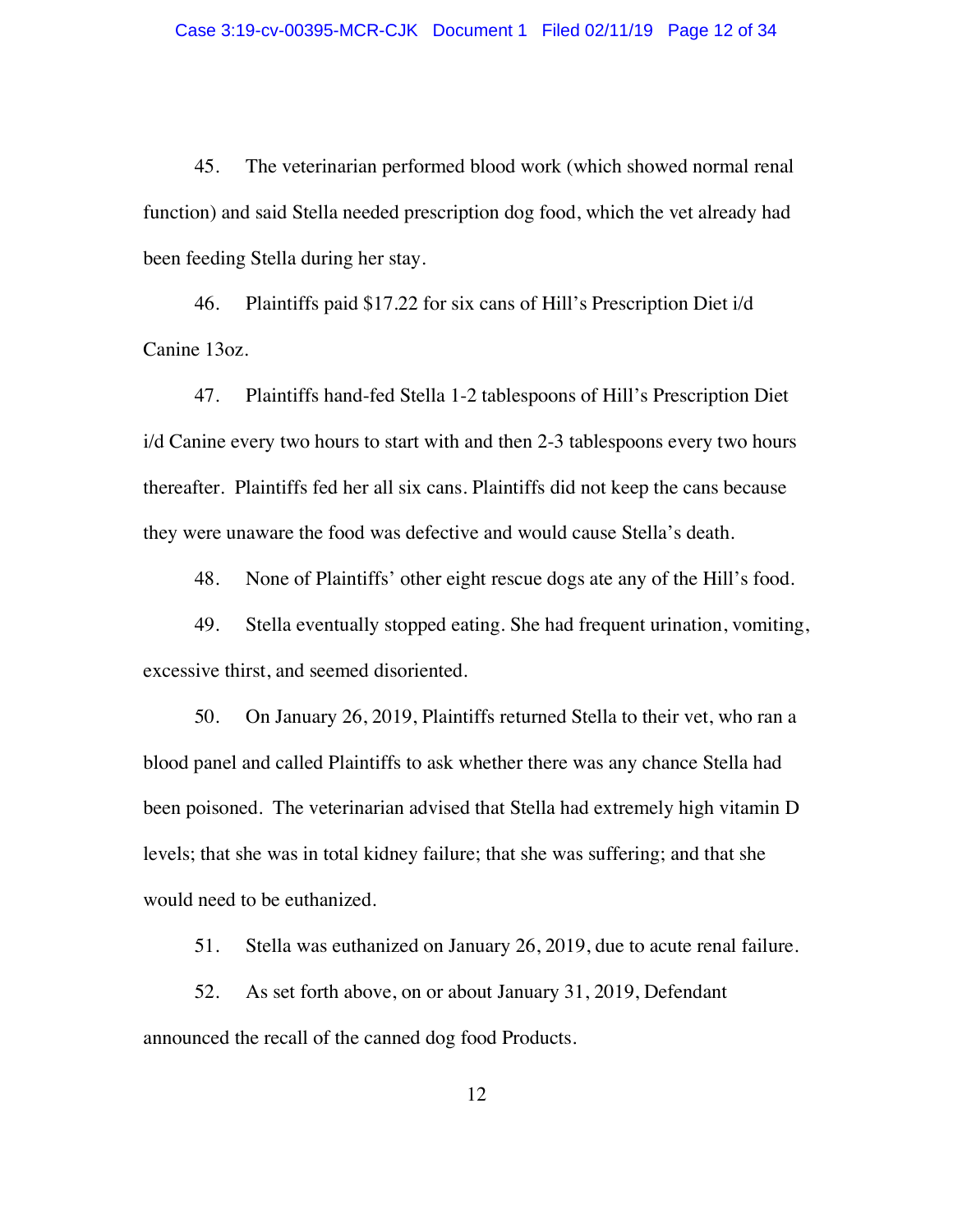45. The veterinarian performed blood work (which showed normal renal function) and said Stella needed prescription dog food, which the vet already had been feeding Stella during her stay.

46. Plaintiffs paid $17.22 for six cans of Hill's Prescription Diet i/d Canine 13oz.

47. Plaintiffs hand-fed Stella 1-2 tablespoons of Hill's Prescription Diet i/d Canine every two hours to start with and then 2-3 tablespoons every two hours thereafter. Plaintiffs fed her all six cans. Plaintiffs did not keep the cans because they were unaware the food was defective and would cause Stella's death.

48. None of Plaintiffs' other eight rescue dogs ate any of the Hill's food.

49. Stella eventually stopped eating. She had frequent urination, vomiting, excessive thirst, and seemed disoriented.

50. On January 26, 2019, Plaintiffs returned Stella to their vet, who ran a blood panel and called Plaintiffs to ask whether there was any chance Stella had been poisoned. The veterinarian advised that Stella had extremely high vitamin D levels; that she was in total kidney failure; that she was suffering; and that she would need to be euthanized.

51. Stella was euthanized on January 26, 2019, due to acute renal failure.

52. As set forth above, on or about January 31, 2019, Defendant announced the recall of the canned dog food Products.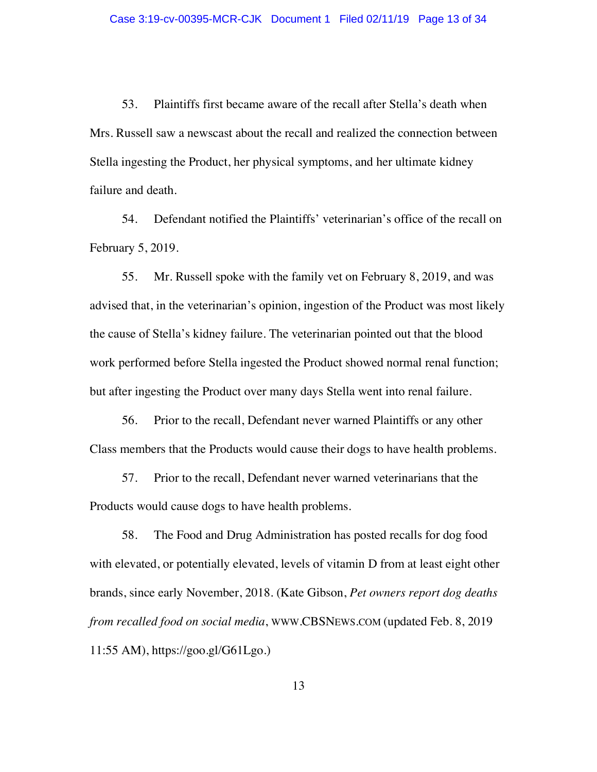53. Plaintiffs first became aware of the recall after Stella's death when Mrs. Russell saw a newscast about the recall and realized the connection between Stella ingesting the Product, her physical symptoms, and her ultimate kidney failure and death.

54. Defendant notified the Plaintiffs' veterinarian's office of the recall on February 5, 2019.

55. Mr. Russell spoke with the family vet on February 8, 2019, and was advised that, in the veterinarian's opinion, ingestion of the Product was most likely the cause of Stella's kidney failure. The veterinarian pointed out that the blood work performed before Stella ingested the Product showed normal renal function; but after ingesting the Product over many days Stella went into renal failure.

56. Prior to the recall, Defendant never warned Plaintiffs or any other Class members that the Products would cause their dogs to have health problems.

57. Prior to the recall, Defendant never warned veterinarians that the Products would cause dogs to have health problems.

58. The Food and Drug Administration has posted recalls for dog food with elevated, or potentially elevated, levels of vitamin D from at least eight other brands, since early November, 2018. (Kate Gibson, *Pet owners report dog deaths from recalled food on social media*, WWW.CBSNEWS.COM (updated Feb. 8, 2019 11:55 AM), https://goo.gl/G61Lgo.)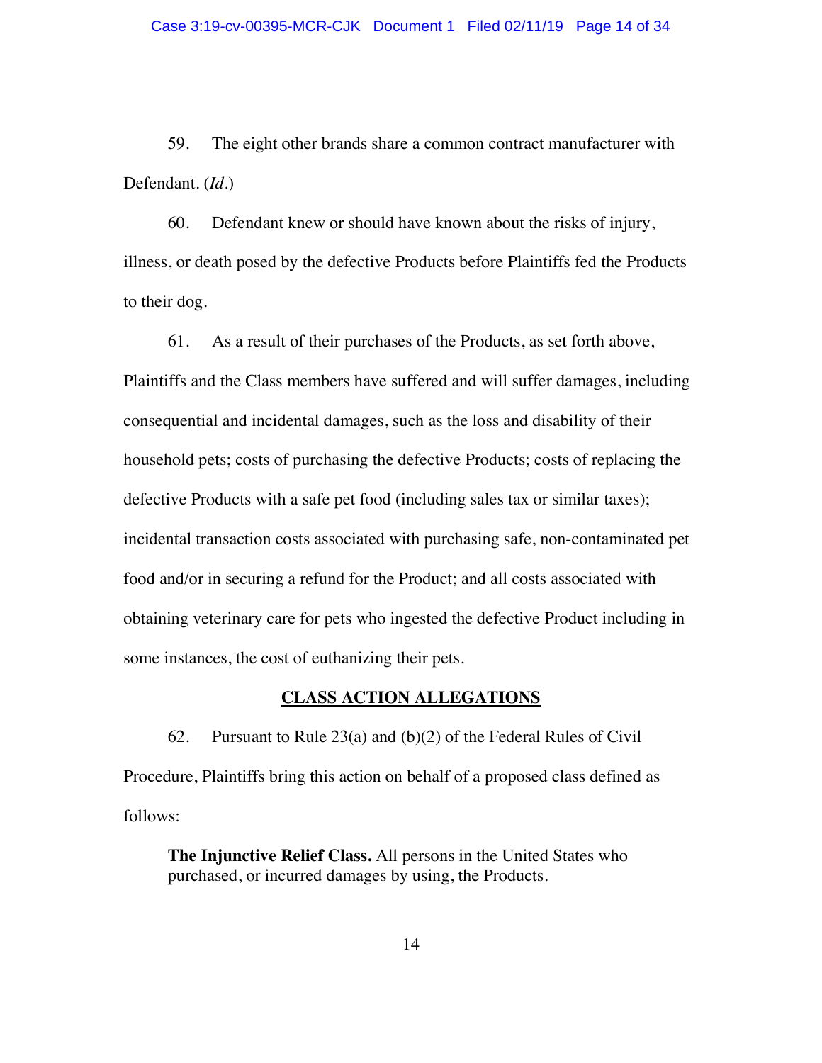59. The eight other brands share a common contract manufacturer with Defendant. (*Id.*)

60. Defendant knew or should have known about the risks of injury, illness, or death posed by the defective Products before Plaintiffs fed the Products to their dog.

61. As a result of their purchases of the Products, as set forth above, Plaintiffs and the Class members have suffered and will suffer damages, including consequential and incidental damages, such as the loss and disability of their household pets; costs of purchasing the defective Products; costs of replacing the defective Products with a safe pet food (including sales tax or similar taxes); incidental transaction costs associated with purchasing safe, non-contaminated pet food and/or in securing a refund for the Product; and all costs associated with obtaining veterinary care for pets who ingested the defective Product including in some instances, the cost of euthanizing their pets.

## CLASS ACTION ALLEGATIONS

62. Pursuant to Rule 23(a) and (b)(2) of the Federal Rules of Civil Procedure, Plaintiffs bring this action on behalf of a proposed class defined as follows:

> **The Injunctive Relief Class.** All persons in the United States who purchased, or incurred damages by using, the Products.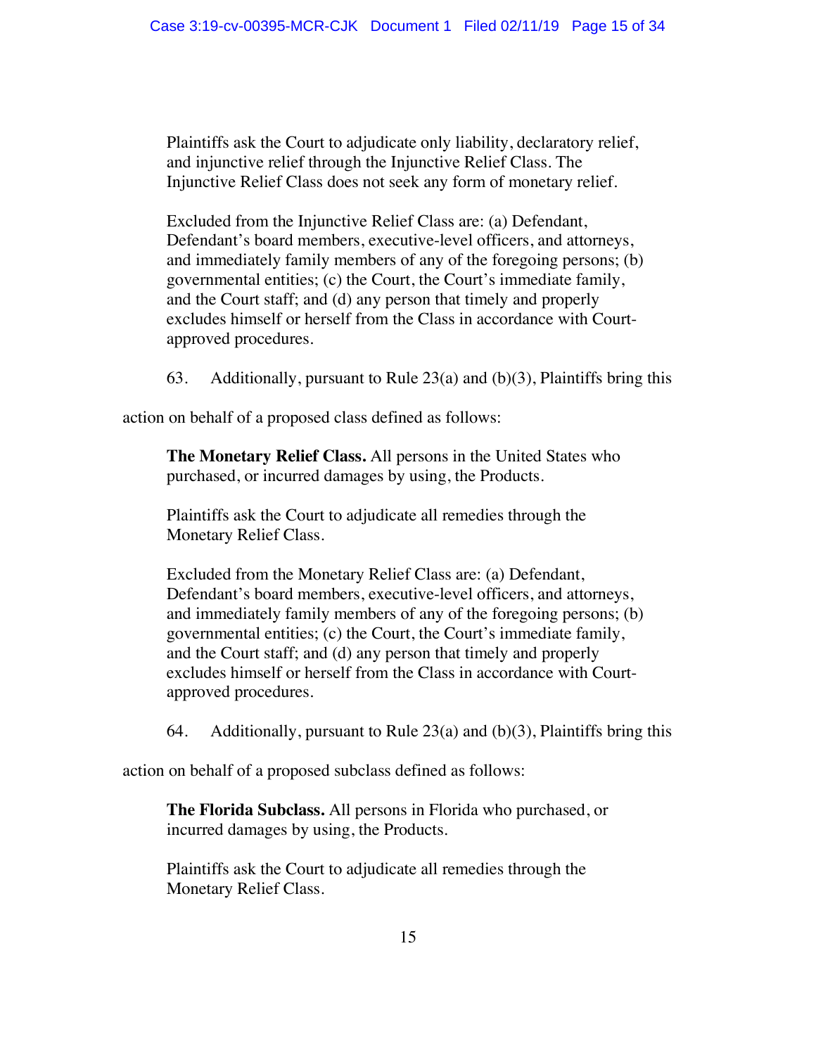Plaintiffs ask the Court to adjudicate only liability, declaratory relief, and injunctive relief through the Injunctive Relief Class. The Injunctive Relief Class does not seek any form of monetary relief.

Excluded from the Injunctive Relief Class are: (a) Defendant, Defendant's board members, executive-level officers, and attorneys, and immediately family members of any of the foregoing persons; (b) governmental entities; (c) the Court, the Court's immediate family, and the Court staff; and (d) any person that timely and properly excludes himself or herself from the Class in accordance with Court-approved procedures.

63. Additionally, pursuant to Rule 23(a) and (b)(3), Plaintiffs bring this action on behalf of a proposed class defined as follows:

**The Monetary Relief Class.** All persons in the United States who purchased, or incurred damages by using, the Products.

Plaintiffs ask the Court to adjudicate all remedies through the Monetary Relief Class.

Excluded from the Monetary Relief Class are: (a) Defendant, Defendant's board members, executive-level officers, and attorneys, and immediately family members of any of the foregoing persons; (b) governmental entities; (c) the Court, the Court's immediate family, and the Court staff; and (d) any person that timely and properly excludes himself or herself from the Class in accordance with Court-approved procedures.

64. Additionally, pursuant to Rule 23(a) and (b)(3), Plaintiffs bring this action on behalf of a proposed subclass defined as follows:

**The Florida Subclass.** All persons in Florida who purchased, or incurred damages by using, the Products.

Plaintiffs ask the Court to adjudicate all remedies through the Monetary Relief Class.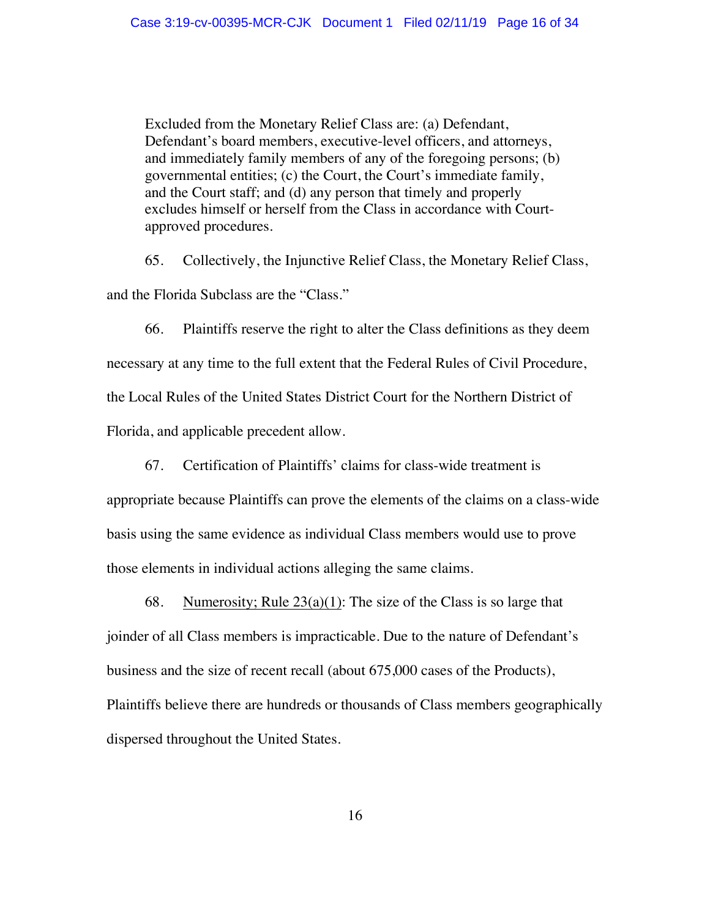> Excluded from the Monetary Relief Class are: (a) Defendant, Defendant's board members, executive-level officers, and attorneys, and immediately family members of any of the foregoing persons; (b) governmental entities; (c) the Court, the Court's immediate family, and the Court staff; and (d) any person that timely and properly excludes himself or herself from the Class in accordance with Court-approved procedures.

65. Collectively, the Injunctive Relief Class, the Monetary Relief Class, and the Florida Subclass are the "Class."

66. Plaintiffs reserve the right to alter the Class definitions as they deem necessary at any time to the full extent that the Federal Rules of Civil Procedure, the Local Rules of the United States District Court for the Northern District of Florida, and applicable precedent allow.

67. Certification of Plaintiffs' claims for class-wide treatment is appropriate because Plaintiffs can prove the elements of the claims on a class-wide basis using the same evidence as individual Class members would use to prove those elements in individual actions alleging the same claims.

68. <u>Numerosity; Rule 23(a)(1)</u>: The size of the Class is so large that joinder of all Class members is impracticable. Due to the nature of Defendant's business and the size of recent recall (about 675,000 cases of the Products), Plaintiffs believe there are hundreds or thousands of Class members geographically dispersed throughout the United States.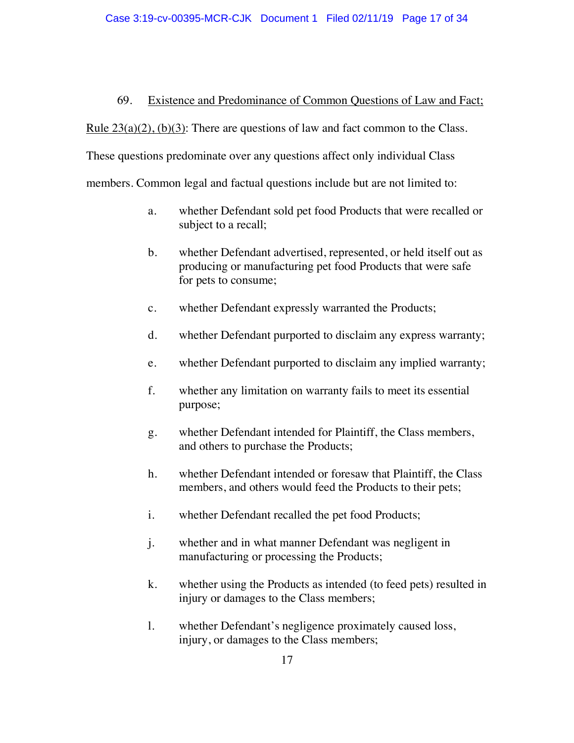69. <u>Existence and Predominance of Common Questions of Law and Fact; Rule 23(a)(2), (b)(3)</u>: There are questions of law and fact common to the Class. These questions predominate over any questions affect only individual Class members. Common legal and factual questions include but are not limited to:

a. whether Defendant sold pet food Products that were recalled or subject to a recall;

b. whether Defendant advertised, represented, or held itself out as producing or manufacturing pet food Products that were safe for pets to consume;

c. whether Defendant expressly warranted the Products;

d. whether Defendant purported to disclaim any express warranty;

e. whether Defendant purported to disclaim any implied warranty;

f. whether any limitation on warranty fails to meet its essential purpose;

g. whether Defendant intended for Plaintiff, the Class members, and others to purchase the Products;

h. whether Defendant intended or foresaw that Plaintiff, the Class members, and others would feed the Products to their pets;

i. whether Defendant recalled the pet food Products;

j. whether and in what manner Defendant was negligent in manufacturing or processing the Products;

k. whether using the Products as intended (to feed pets) resulted in injury or damages to the Class members;

l. whether Defendant's negligence proximately caused loss, injury, or damages to the Class members;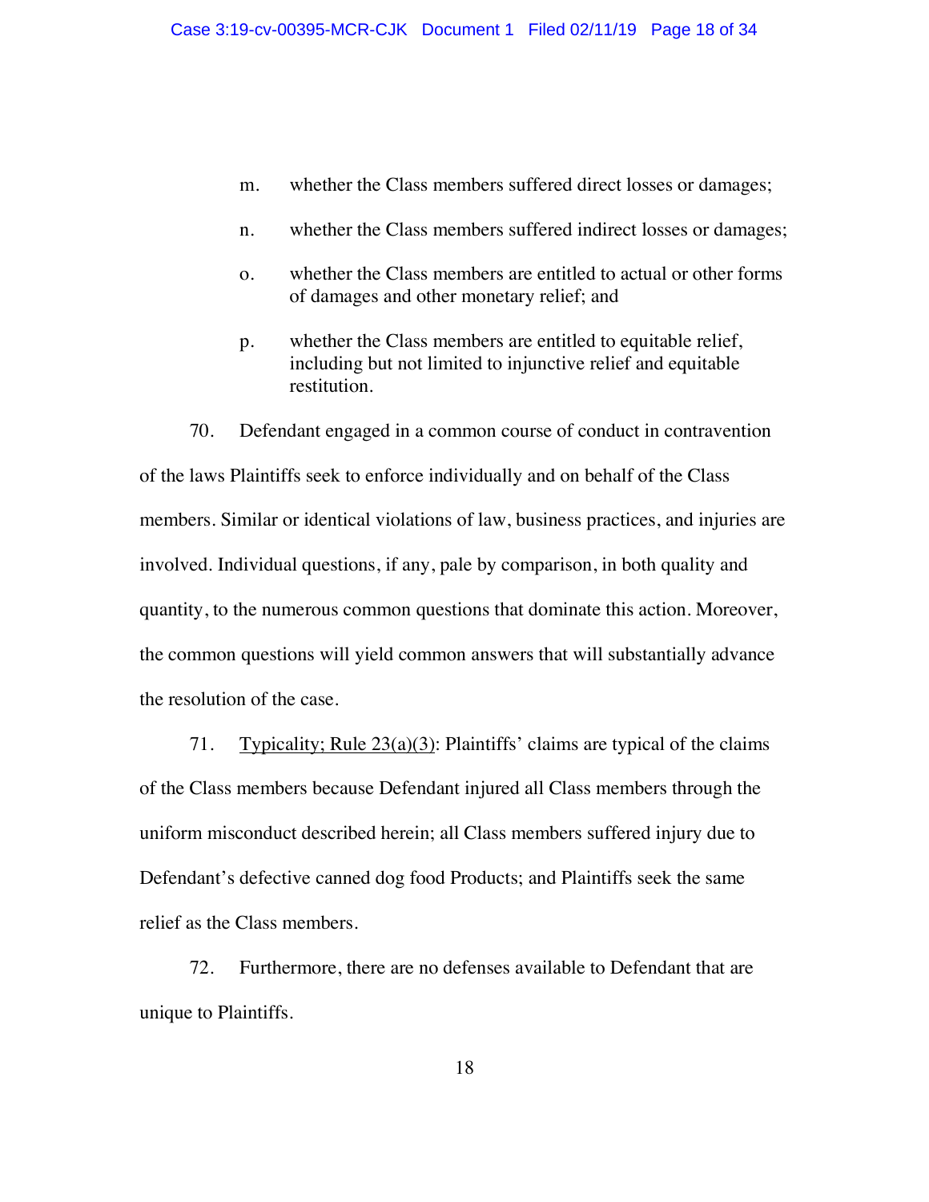m. whether the Class members suffered direct losses or damages;

n. whether the Class members suffered indirect losses or damages;

o. whether the Class members are entitled to actual or other forms of damages and other monetary relief; and

p. whether the Class members are entitled to equitable relief, including but not limited to injunctive relief and equitable restitution.

70. Defendant engaged in a common course of conduct in contravention of the laws Plaintiffs seek to enforce individually and on behalf of the Class members. Similar or identical violations of law, business practices, and injuries are involved. Individual questions, if any, pale by comparison, in both quality and quantity, to the numerous common questions that dominate this action. Moreover, the common questions will yield common answers that will substantially advance the resolution of the case.

71. Typicality; Rule 23(a)(3): Plaintiffs' claims are typical of the claims of the Class members because Defendant injured all Class members through the uniform misconduct described herein; all Class members suffered injury due to Defendant's defective canned dog food Products; and Plaintiffs seek the same relief as the Class members.

72. Furthermore, there are no defenses available to Defendant that are unique to Plaintiffs.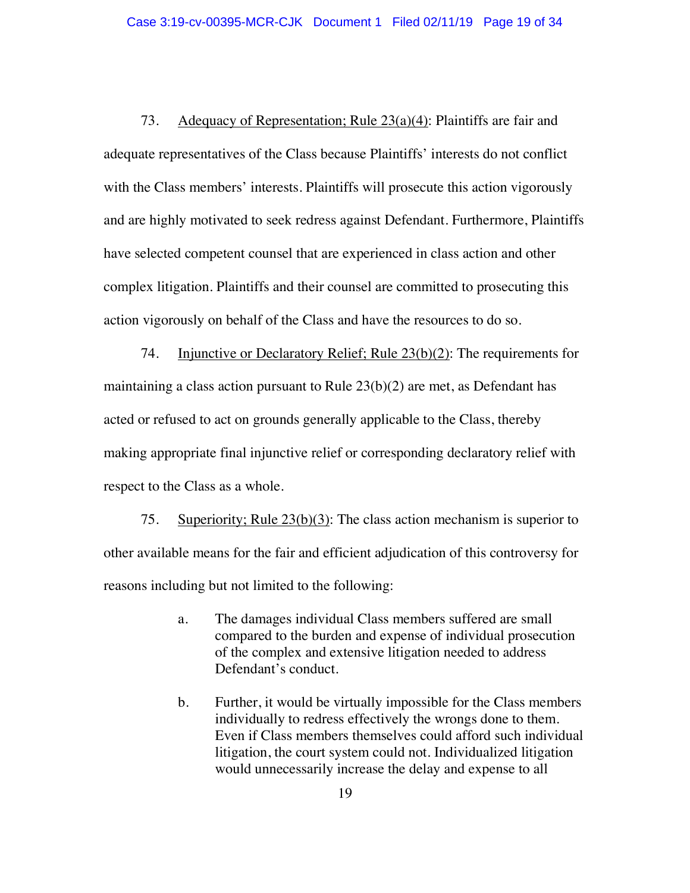73. Adequacy of Representation; Rule 23(a)(4): Plaintiffs are fair and adequate representatives of the Class because Plaintiffs' interests do not conflict with the Class members' interests. Plaintiffs will prosecute this action vigorously and are highly motivated to seek redress against Defendant. Furthermore, Plaintiffs have selected competent counsel that are experienced in class action and other complex litigation. Plaintiffs and their counsel are committed to prosecuting this action vigorously on behalf of the Class and have the resources to do so.

74. Injunctive or Declaratory Relief; Rule 23(b)(2): The requirements for maintaining a class action pursuant to Rule 23(b)(2) are met, as Defendant has acted or refused to act on grounds generally applicable to the Class, thereby making appropriate final injunctive relief or corresponding declaratory relief with respect to the Class as a whole.

75. Superiority; Rule 23(b)(3): The class action mechanism is superior to other available means for the fair and efficient adjudication of this controversy for reasons including but not limited to the following:

a. The damages individual Class members suffered are small compared to the burden and expense of individual prosecution of the complex and extensive litigation needed to address Defendant's conduct.

b. Further, it would be virtually impossible for the Class members individually to redress effectively the wrongs done to them. Even if Class members themselves could afford such individual litigation, the court system could not. Individualized litigation would unnecessarily increase the delay and expense to all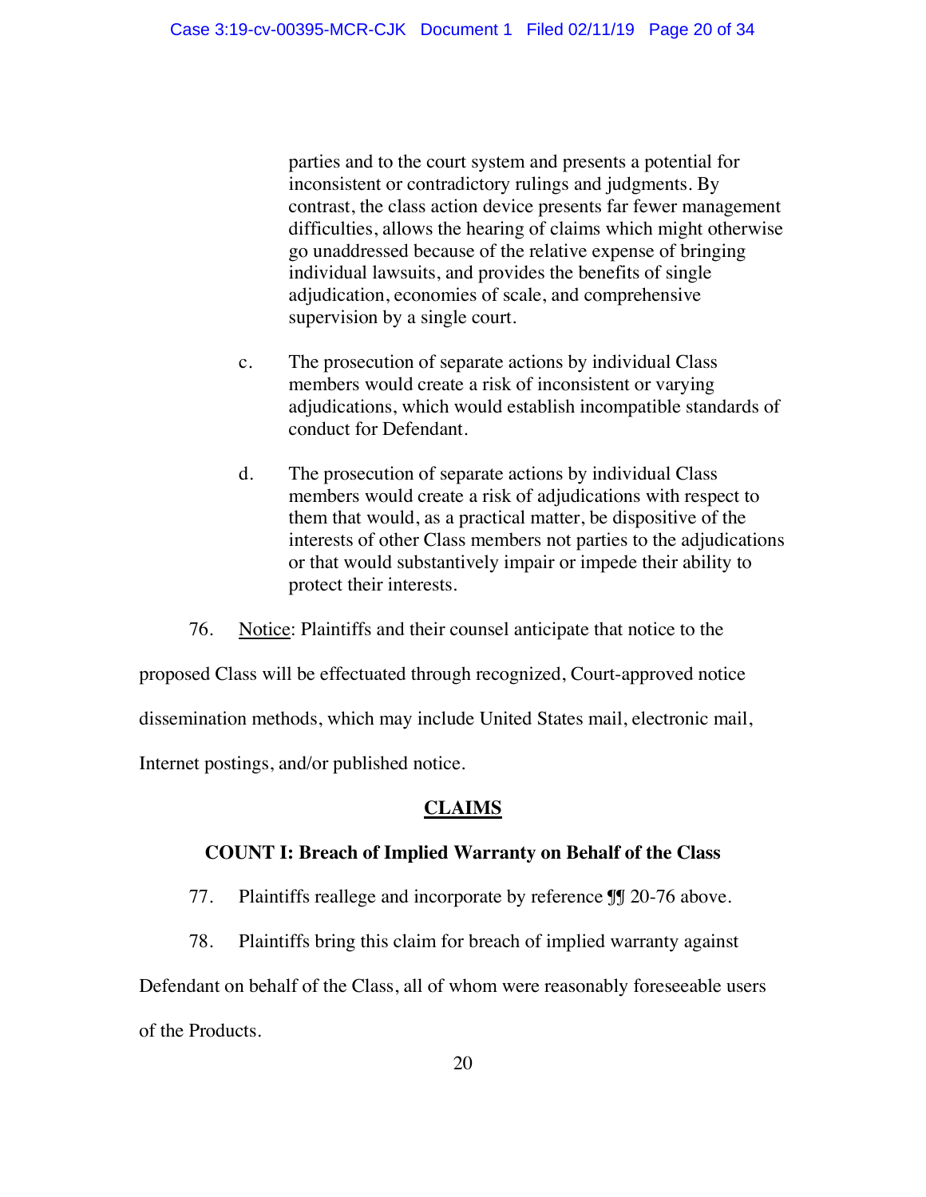parties and to the court system and presents a potential for inconsistent or contradictory rulings and judgments. By contrast, the class action device presents far fewer management difficulties, allows the hearing of claims which might otherwise go unaddressed because of the relative expense of bringing individual lawsuits, and provides the benefits of single adjudication, economies of scale, and comprehensive supervision by a single court.

c. The prosecution of separate actions by individual Class members would create a risk of inconsistent or varying adjudications, which would establish incompatible standards of conduct for Defendant.

d. The prosecution of separate actions by individual Class members would create a risk of adjudications with respect to them that would, as a practical matter, be dispositive of the interests of other Class members not parties to the adjudications or that would substantively impair or impede their ability to protect their interests.

76. Notice: Plaintiffs and their counsel anticipate that notice to the proposed Class will be effectuated through recognized, Court-approved notice dissemination methods, which may include United States mail, electronic mail, Internet postings, and/or published notice.

## CLAIMS

### COUNT I: Breach of Implied Warranty on Behalf of the Class

77. Plaintiffs reallege and incorporate by reference ¶¶ 20-76 above.

78. Plaintiffs bring this claim for breach of implied warranty against Defendant on behalf of the Class, all of whom were reasonably foreseeable users of the Products.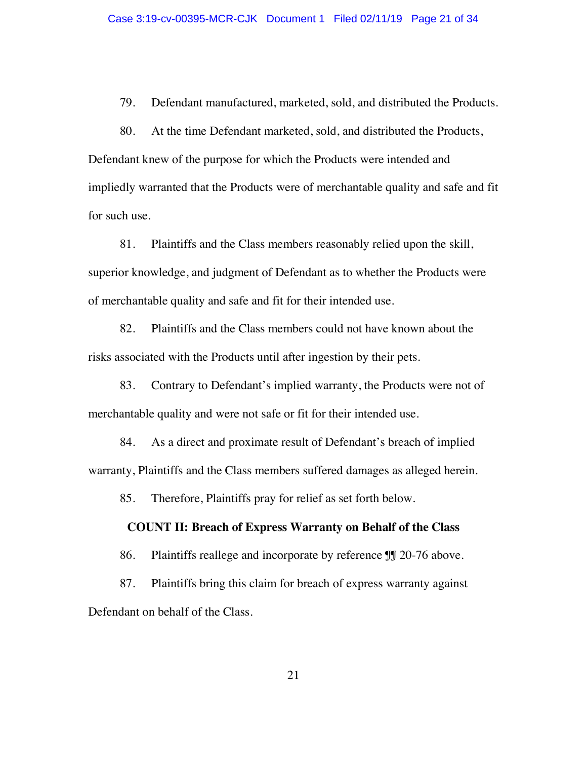79. Defendant manufactured, marketed, sold, and distributed the Products.

80. At the time Defendant marketed, sold, and distributed the Products, Defendant knew of the purpose for which the Products were intended and impliedly warranted that the Products were of merchantable quality and safe and fit for such use.

81. Plaintiffs and the Class members reasonably relied upon the skill, superior knowledge, and judgment of Defendant as to whether the Products were of merchantable quality and safe and fit for their intended use.

82. Plaintiffs and the Class members could not have known about the risks associated with the Products until after ingestion by their pets.

83. Contrary to Defendant's implied warranty, the Products were not of merchantable quality and were not safe or fit for their intended use.

84. As a direct and proximate result of Defendant's breach of implied warranty, Plaintiffs and the Class members suffered damages as alleged herein.

85. Therefore, Plaintiffs pray for relief as set forth below.

**COUNT II: Breach of Express Warranty on Behalf of the Class**

86. Plaintiffs reallege and incorporate by reference ¶¶ 20-76 above.

87. Plaintiffs bring this claim for breach of express warranty against Defendant on behalf of the Class.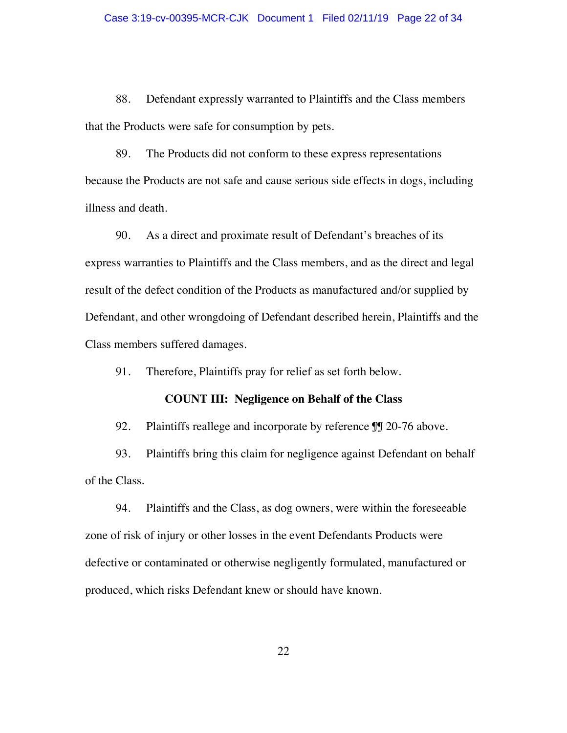88. Defendant expressly warranted to Plaintiffs and the Class members that the Products were safe for consumption by pets.

89. The Products did not conform to these express representations because the Products are not safe and cause serious side effects in dogs, including illness and death.

90. As a direct and proximate result of Defendant's breaches of its express warranties to Plaintiffs and the Class members, and as the direct and legal result of the defect condition of the Products as manufactured and/or supplied by Defendant, and other wrongdoing of Defendant described herein, Plaintiffs and the Class members suffered damages.

91. Therefore, Plaintiffs pray for relief as set forth below.

**COUNT III: Negligence on Behalf of the Class**

92. Plaintiffs reallege and incorporate by reference ¶¶ 20-76 above.

93. Plaintiffs bring this claim for negligence against Defendant on behalf of the Class.

94. Plaintiffs and the Class, as dog owners, were within the foreseeable zone of risk of injury or other losses in the event Defendants Products were defective or contaminated or otherwise negligently formulated, manufactured or produced, which risks Defendant knew or should have known.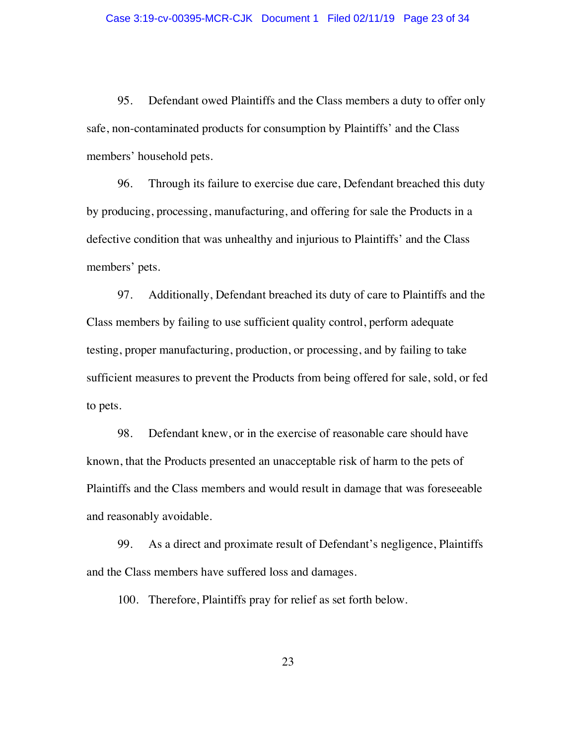95. Defendant owed Plaintiffs and the Class members a duty to offer only safe, non-contaminated products for consumption by Plaintiffs' and the Class members' household pets.

96. Through its failure to exercise due care, Defendant breached this duty by producing, processing, manufacturing, and offering for sale the Products in a defective condition that was unhealthy and injurious to Plaintiffs' and the Class members' pets.

97. Additionally, Defendant breached its duty of care to Plaintiffs and the Class members by failing to use sufficient quality control, perform adequate testing, proper manufacturing, production, or processing, and by failing to take sufficient measures to prevent the Products from being offered for sale, sold, or fed to pets.

98. Defendant knew, or in the exercise of reasonable care should have known, that the Products presented an unacceptable risk of harm to the pets of Plaintiffs and the Class members and would result in damage that was foreseeable and reasonably avoidable.

99. As a direct and proximate result of Defendant's negligence, Plaintiffs and the Class members have suffered loss and damages.

100. Therefore, Plaintiffs pray for relief as set forth below.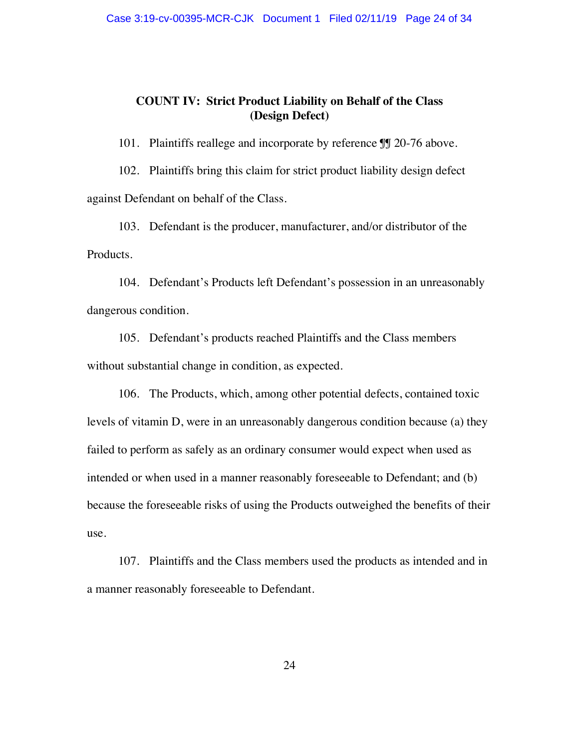**COUNT IV: Strict Product Liability on Behalf of the Class (Design Defect)**

101. Plaintiffs reallege and incorporate by reference ¶¶ 20-76 above.

102. Plaintiffs bring this claim for strict product liability design defect against Defendant on behalf of the Class.

103. Defendant is the producer, manufacturer, and/or distributor of the Products.

104. Defendant's Products left Defendant's possession in an unreasonably dangerous condition.

105. Defendant's products reached Plaintiffs and the Class members without substantial change in condition, as expected.

106. The Products, which, among other potential defects, contained toxic levels of vitamin D, were in an unreasonably dangerous condition because (a) they failed to perform as safely as an ordinary consumer would expect when used as intended or when used in a manner reasonably foreseeable to Defendant; and (b) because the foreseeable risks of using the Products outweighed the benefits of their use.

107. Plaintiffs and the Class members used the products as intended and in a manner reasonably foreseeable to Defendant.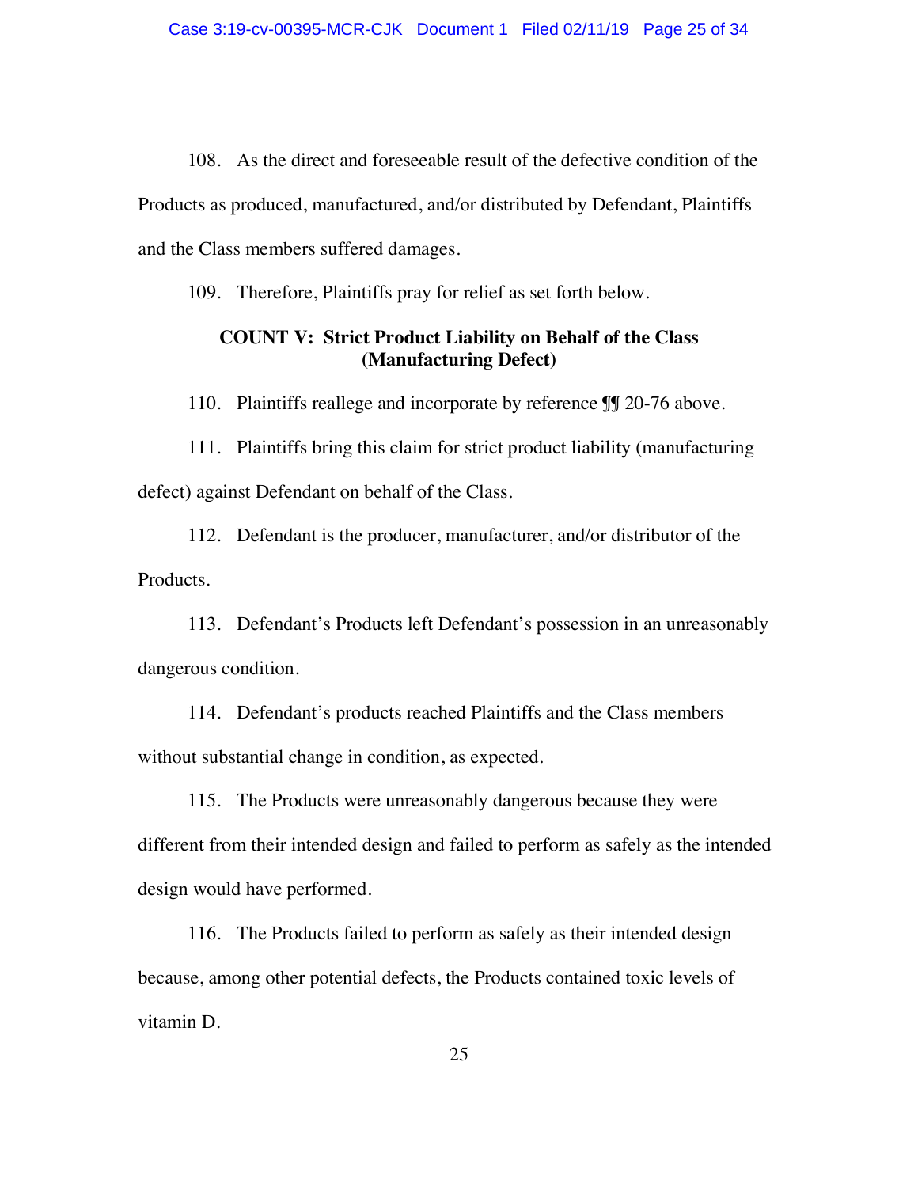108. As the direct and foreseeable result of the defective condition of the Products as produced, manufactured, and/or distributed by Defendant, Plaintiffs and the Class members suffered damages.

109. Therefore, Plaintiffs pray for relief as set forth below.

**COUNT V: Strict Product Liability on Behalf of the Class (Manufacturing Defect)**

110. Plaintiffs reallege and incorporate by reference ¶¶ 20-76 above.

111. Plaintiffs bring this claim for strict product liability (manufacturing defect) against Defendant on behalf of the Class.

112. Defendant is the producer, manufacturer, and/or distributor of the Products.

113. Defendant's Products left Defendant's possession in an unreasonably dangerous condition.

114. Defendant's products reached Plaintiffs and the Class members without substantial change in condition, as expected.

115. The Products were unreasonably dangerous because they were different from their intended design and failed to perform as safely as the intended design would have performed.

116. The Products failed to perform as safely as their intended design because, among other potential defects, the Products contained toxic levels of vitamin D.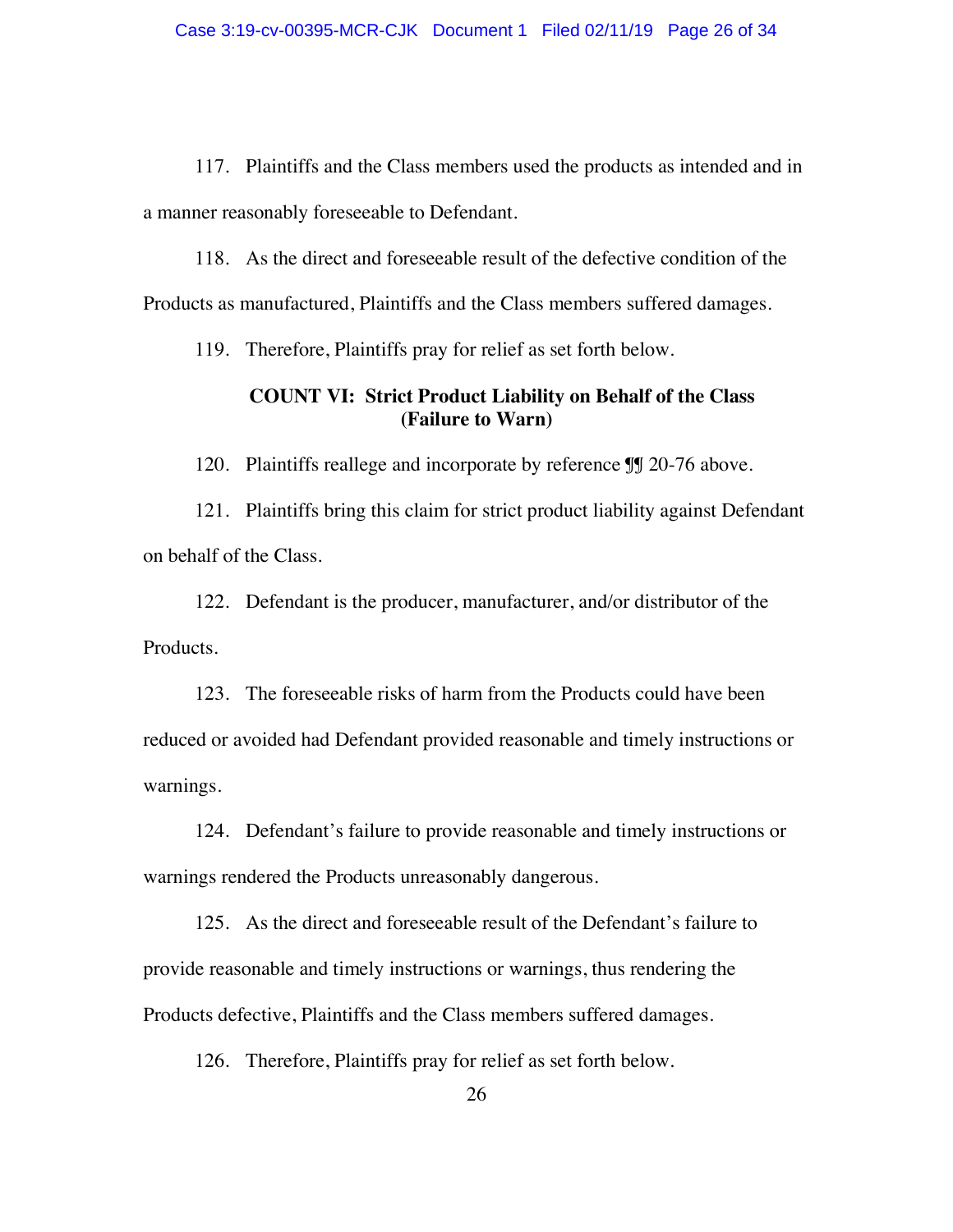117. Plaintiffs and the Class members used the products as intended and in a manner reasonably foreseeable to Defendant.

118. As the direct and foreseeable result of the defective condition of the Products as manufactured, Plaintiffs and the Class members suffered damages.

119. Therefore, Plaintiffs pray for relief as set forth below.

**COUNT VI: Strict Product Liability on Behalf of the Class (Failure to Warn)**

120. Plaintiffs reallege and incorporate by reference ¶¶ 20-76 above.

121. Plaintiffs bring this claim for strict product liability against Defendant on behalf of the Class.

122. Defendant is the producer, manufacturer, and/or distributor of the Products.

123. The foreseeable risks of harm from the Products could have been reduced or avoided had Defendant provided reasonable and timely instructions or warnings.

124. Defendant's failure to provide reasonable and timely instructions or warnings rendered the Products unreasonably dangerous.

125. As the direct and foreseeable result of the Defendant's failure to provide reasonable and timely instructions or warnings, thus rendering the Products defective, Plaintiffs and the Class members suffered damages.

126. Therefore, Plaintiffs pray for relief as set forth below.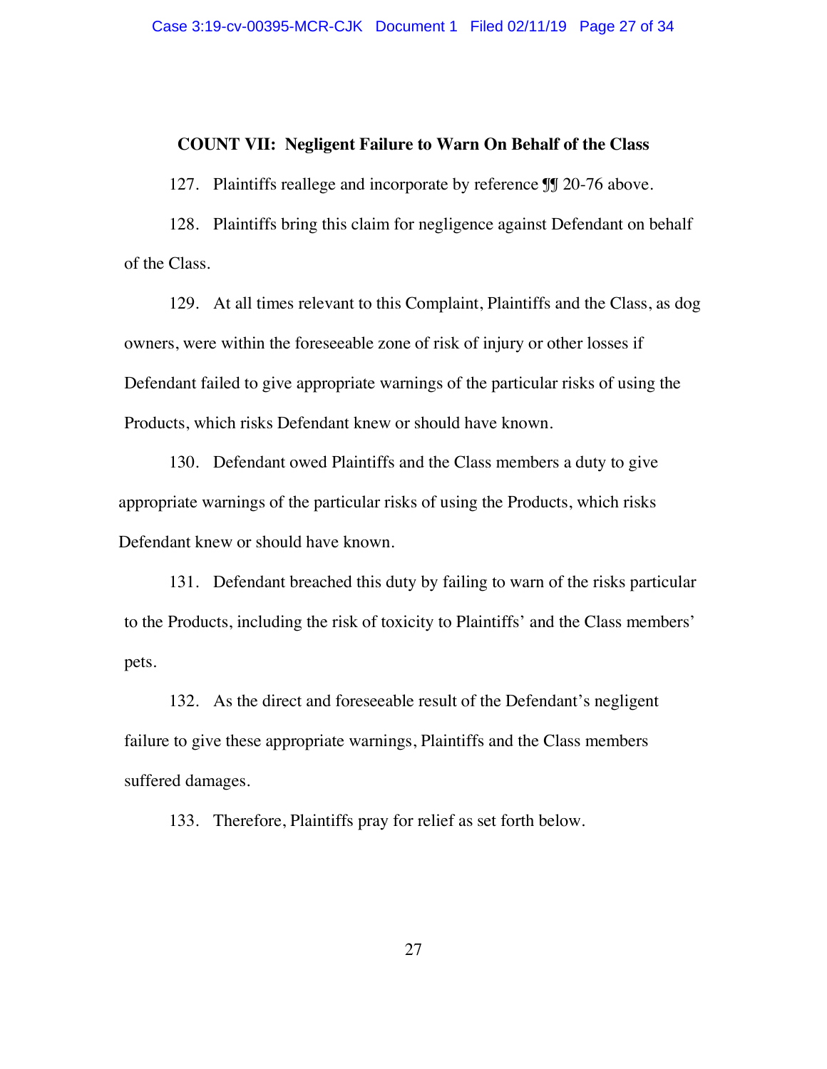**COUNT VII: Negligent Failure to Warn On Behalf of the Class**

127. Plaintiffs reallege and incorporate by reference ¶¶ 20-76 above.

128. Plaintiffs bring this claim for negligence against Defendant on behalf of the Class.

129. At all times relevant to this Complaint, Plaintiffs and the Class, as dog owners, were within the foreseeable zone of risk of injury or other losses if Defendant failed to give appropriate warnings of the particular risks of using the Products, which risks Defendant knew or should have known.

130. Defendant owed Plaintiffs and the Class members a duty to give appropriate warnings of the particular risks of using the Products, which risks Defendant knew or should have known.

131. Defendant breached this duty by failing to warn of the risks particular to the Products, including the risk of toxicity to Plaintiffs' and the Class members' pets.

132. As the direct and foreseeable result of the Defendant's negligent failure to give these appropriate warnings, Plaintiffs and the Class members suffered damages.

133. Therefore, Plaintiffs pray for relief as set forth below.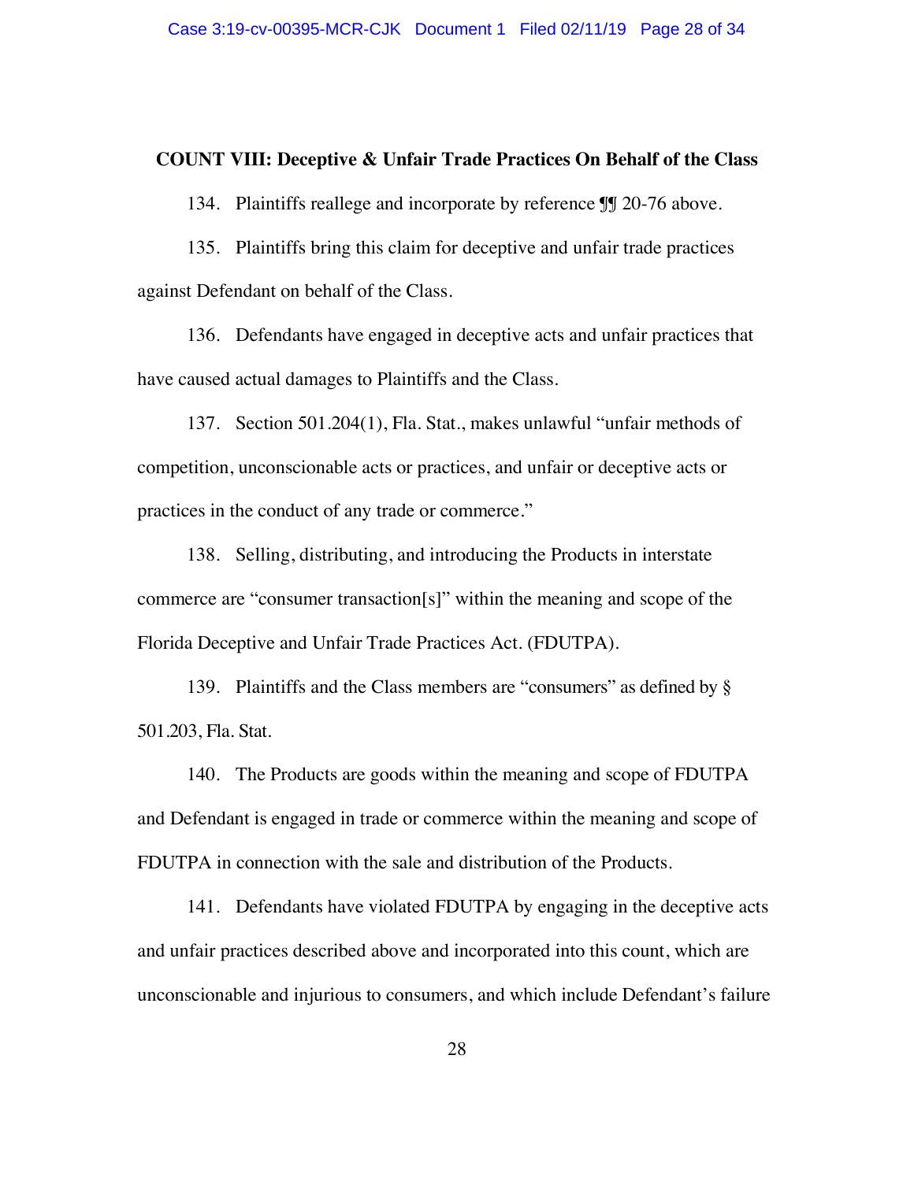**COUNT VIII: Deceptive & Unfair Trade Practices On Behalf of the Class**

134. Plaintiffs reallege and incorporate by reference ¶¶ 20-76 above.

135. Plaintiffs bring this claim for deceptive and unfair trade practices against Defendant on behalf of the Class.

136. Defendants have engaged in deceptive acts and unfair practices that have caused actual damages to Plaintiffs and the Class.

137. Section 501.204(1), Fla. Stat., makes unlawful "unfair methods of competition, unconscionable acts or practices, and unfair or deceptive acts or practices in the conduct of any trade or commerce."

138. Selling, distributing, and introducing the Products in interstate commerce are "consumer transaction[s]" within the meaning and scope of the Florida Deceptive and Unfair Trade Practices Act. (FDUTPA).

139. Plaintiffs and the Class members are "consumers" as defined by § 501.203, Fla. Stat.

140. The Products are goods within the meaning and scope of FDUTPA and Defendant is engaged in trade or commerce within the meaning and scope of FDUTPA in connection with the sale and distribution of the Products.

141. Defendants have violated FDUTPA by engaging in the deceptive acts and unfair practices described above and incorporated into this count, which are unconscionable and injurious to consumers, and which include Defendant's failure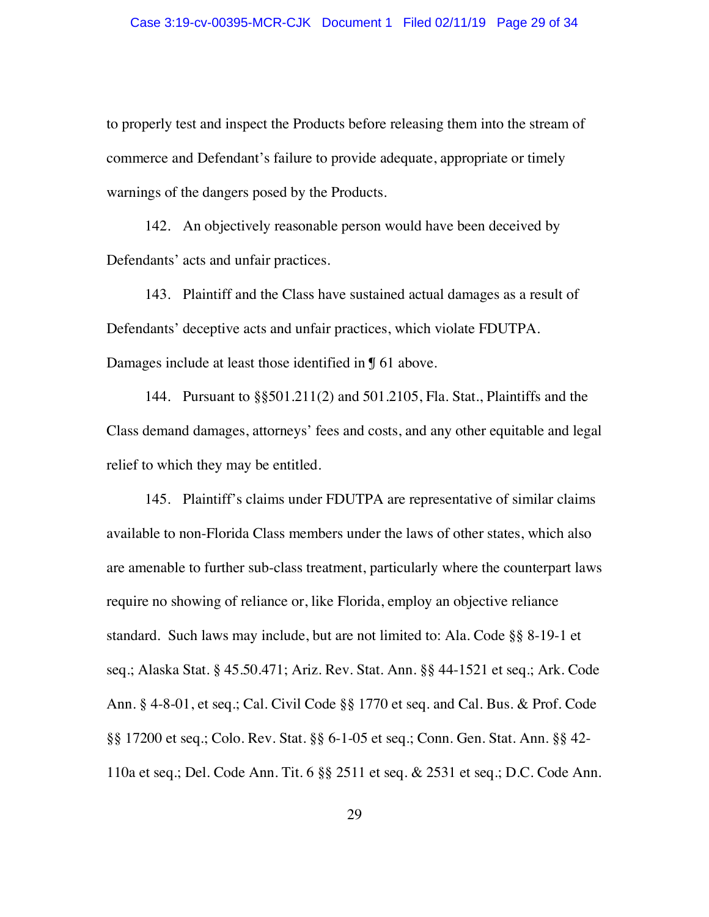to properly test and inspect the Products before releasing them into the stream of commerce and Defendant's failure to provide adequate, appropriate or timely warnings of the dangers posed by the Products.

142. An objectively reasonable person would have been deceived by Defendants' acts and unfair practices.

143. Plaintiff and the Class have sustained actual damages as a result of Defendants' deceptive acts and unfair practices, which violate FDUTPA. Damages include at least those identified in ¶ 61 above.

144. Pursuant to §§501.211(2) and 501.2105, Fla. Stat., Plaintiffs and the Class demand damages, attorneys' fees and costs, and any other equitable and legal relief to which they may be entitled.

145. Plaintiff's claims under FDUTPA are representative of similar claims available to non-Florida Class members under the laws of other states, which also are amenable to further sub-class treatment, particularly where the counterpart laws require no showing of reliance or, like Florida, employ an objective reliance standard. Such laws may include, but are not limited to: Ala. Code §§ 8-19-1 et seq.; Alaska Stat. § 45.50.471; Ariz. Rev. Stat. Ann. §§ 44-1521 et seq.; Ark. Code Ann. § 4-8-01, et seq.; Cal. Civil Code §§ 1770 et seq. and Cal. Bus. & Prof. Code §§ 17200 et seq.; Colo. Rev. Stat. §§ 6-1-05 et seq.; Conn. Gen. Stat. Ann. §§ 42-110a et seq.; Del. Code Ann. Tit. 6 §§ 2511 et seq. & 2531 et seq.; D.C. Code Ann.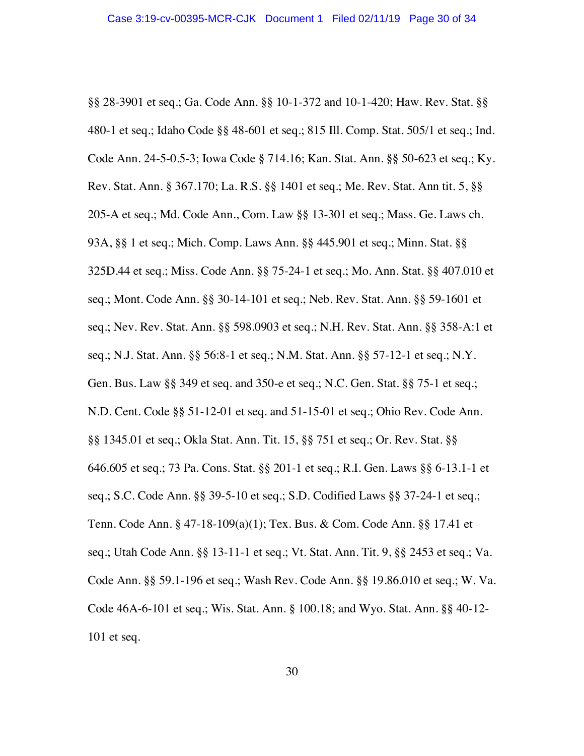§§ 28-3901 et seq.; Ga. Code Ann. §§ 10-1-372 and 10-1-420; Haw. Rev. Stat. §§ 480-1 et seq.; Idaho Code §§ 48-601 et seq.; 815 Ill. Comp. Stat. 505/1 et seq.; Ind. Code Ann. 24-5-0.5-3; Iowa Code § 714.16; Kan. Stat. Ann. §§ 50-623 et seq.; Ky. Rev. Stat. Ann. § 367.170; La. R.S. §§ 1401 et seq.; Me. Rev. Stat. Ann tit. 5, §§ 205-A et seq.; Md. Code Ann., Com. Law §§ 13-301 et seq.; Mass. Ge. Laws ch. 93A, §§ 1 et seq.; Mich. Comp. Laws Ann. §§ 445.901 et seq.; Minn. Stat. §§ 325D.44 et seq.; Miss. Code Ann. §§ 75-24-1 et seq.; Mo. Ann. Stat. §§ 407.010 et seq.; Mont. Code Ann. §§ 30-14-101 et seq.; Neb. Rev. Stat. Ann. §§ 59-1601 et seq.; Nev. Rev. Stat. Ann. §§ 598.0903 et seq.; N.H. Rev. Stat. Ann. §§ 358-A:1 et seq.; N.J. Stat. Ann. §§ 56:8-1 et seq.; N.M. Stat. Ann. §§ 57-12-1 et seq.; N.Y. Gen. Bus. Law §§ 349 et seq. and 350-e et seq.; N.C. Gen. Stat. §§ 75-1 et seq.; N.D. Cent. Code §§ 51-12-01 et seq. and 51-15-01 et seq.; Ohio Rev. Code Ann. §§ 1345.01 et seq.; Okla Stat. Ann. Tit. 15, §§ 751 et seq.; Or. Rev. Stat. §§ 646.605 et seq.; 73 Pa. Cons. Stat. §§ 201-1 et seq.; R.I. Gen. Laws §§ 6-13.1-1 et seq.; S.C. Code Ann. §§ 39-5-10 et seq.; S.D. Codified Laws §§ 37-24-1 et seq.; Tenn. Code Ann. § 47-18-109(a)(1); Tex. Bus. & Com. Code Ann. §§ 17.41 et seq.; Utah Code Ann. §§ 13-11-1 et seq.; Vt. Stat. Ann. Tit. 9, §§ 2453 et seq.; Va. Code Ann. §§ 59.1-196 et seq.; Wash Rev. Code Ann. §§ 19.86.010 et seq.; W. Va. Code 46A-6-101 et seq.; Wis. Stat. Ann. § 100.18; and Wyo. Stat. Ann. §§ 40-12-101 et seq.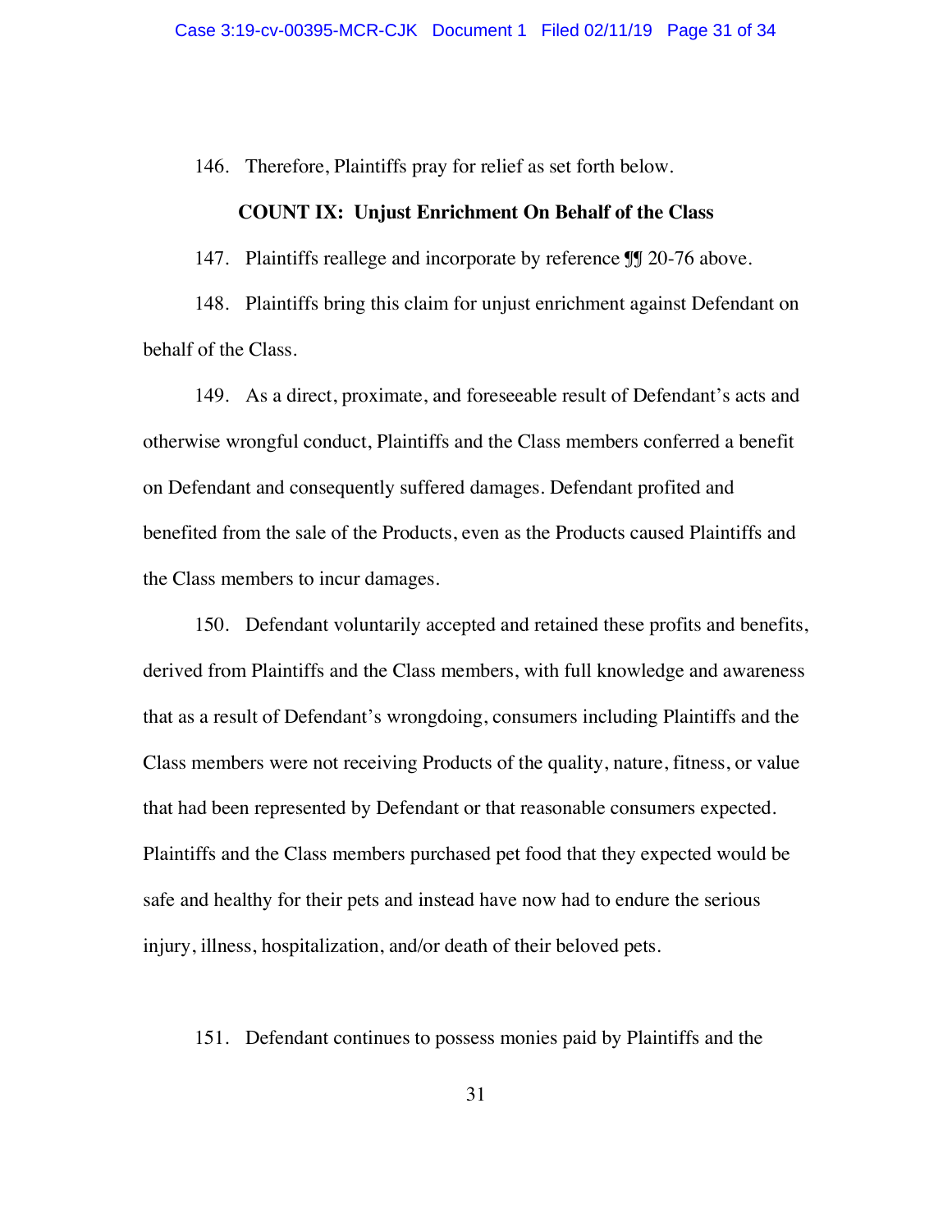146. Therefore, Plaintiffs pray for relief as set forth below.

**COUNT IX: Unjust Enrichment On Behalf of the Class**

147. Plaintiffs reallege and incorporate by reference ¶¶ 20-76 above.

148. Plaintiffs bring this claim for unjust enrichment against Defendant on behalf of the Class.

149. As a direct, proximate, and foreseeable result of Defendant's acts and otherwise wrongful conduct, Plaintiffs and the Class members conferred a benefit on Defendant and consequently suffered damages. Defendant profited and benefited from the sale of the Products, even as the Products caused Plaintiffs and the Class members to incur damages.

150. Defendant voluntarily accepted and retained these profits and benefits, derived from Plaintiffs and the Class members, with full knowledge and awareness that as a result of Defendant's wrongdoing, consumers including Plaintiffs and the Class members were not receiving Products of the quality, nature, fitness, or value that had been represented by Defendant or that reasonable consumers expected. Plaintiffs and the Class members purchased pet food that they expected would be safe and healthy for their pets and instead have now had to endure the serious injury, illness, hospitalization, and/or death of their beloved pets.

151. Defendant continues to possess monies paid by Plaintiffs and the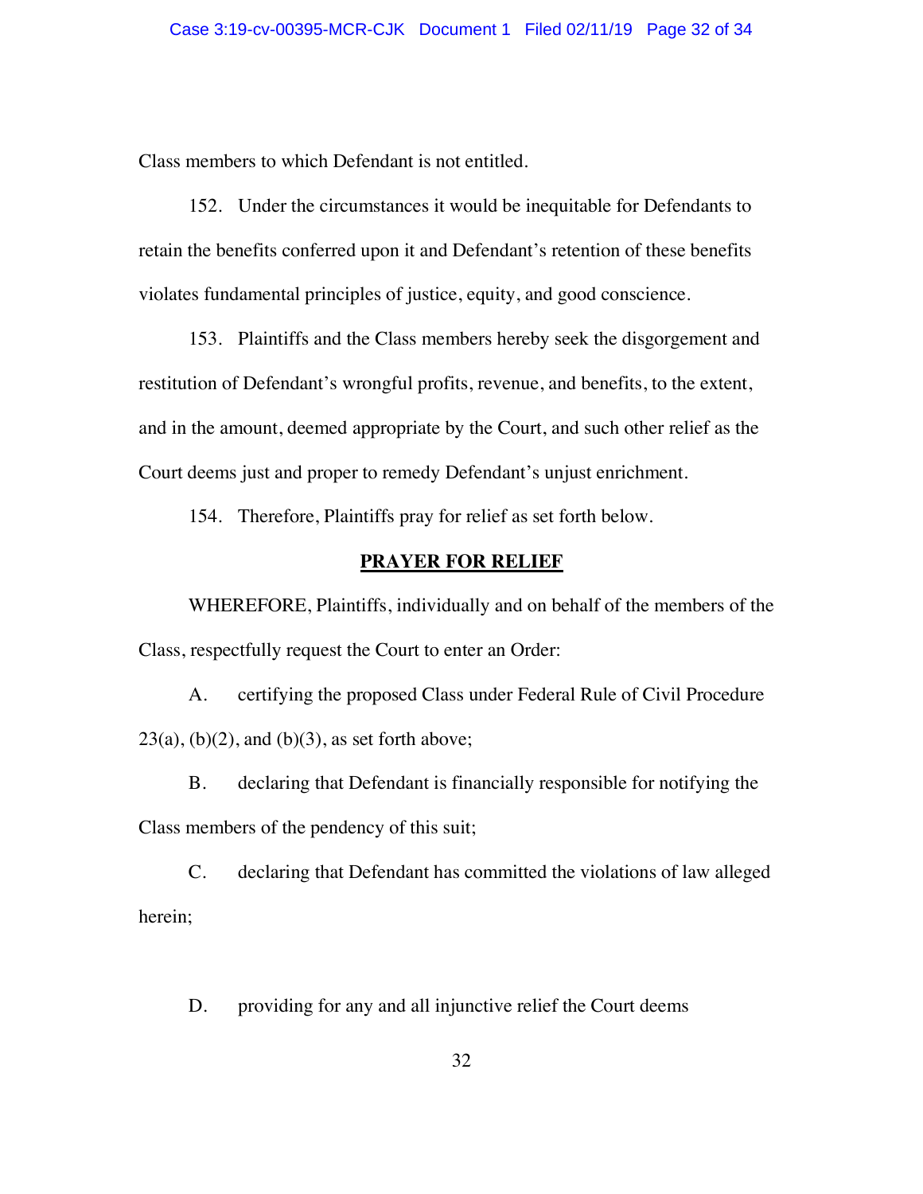Class members to which Defendant is not entitled.

152. Under the circumstances it would be inequitable for Defendants to retain the benefits conferred upon it and Defendant's retention of these benefits violates fundamental principles of justice, equity, and good conscience.

153. Plaintiffs and the Class members hereby seek the disgorgement and restitution of Defendant's wrongful profits, revenue, and benefits, to the extent, and in the amount, deemed appropriate by the Court, and such other relief as the Court deems just and proper to remedy Defendant's unjust enrichment.

154. Therefore, Plaintiffs pray for relief as set forth below.

## PRAYER FOR RELIEF

WHEREFORE, Plaintiffs, individually and on behalf of the members of the Class, respectfully request the Court to enter an Order:

A. certifying the proposed Class under Federal Rule of Civil Procedure 23(a), (b)(2), and (b)(3), as set forth above;

B. declaring that Defendant is financially responsible for notifying the Class members of the pendency of this suit;

C. declaring that Defendant has committed the violations of law alleged herein;

D. providing for any and all injunctive relief the Court deems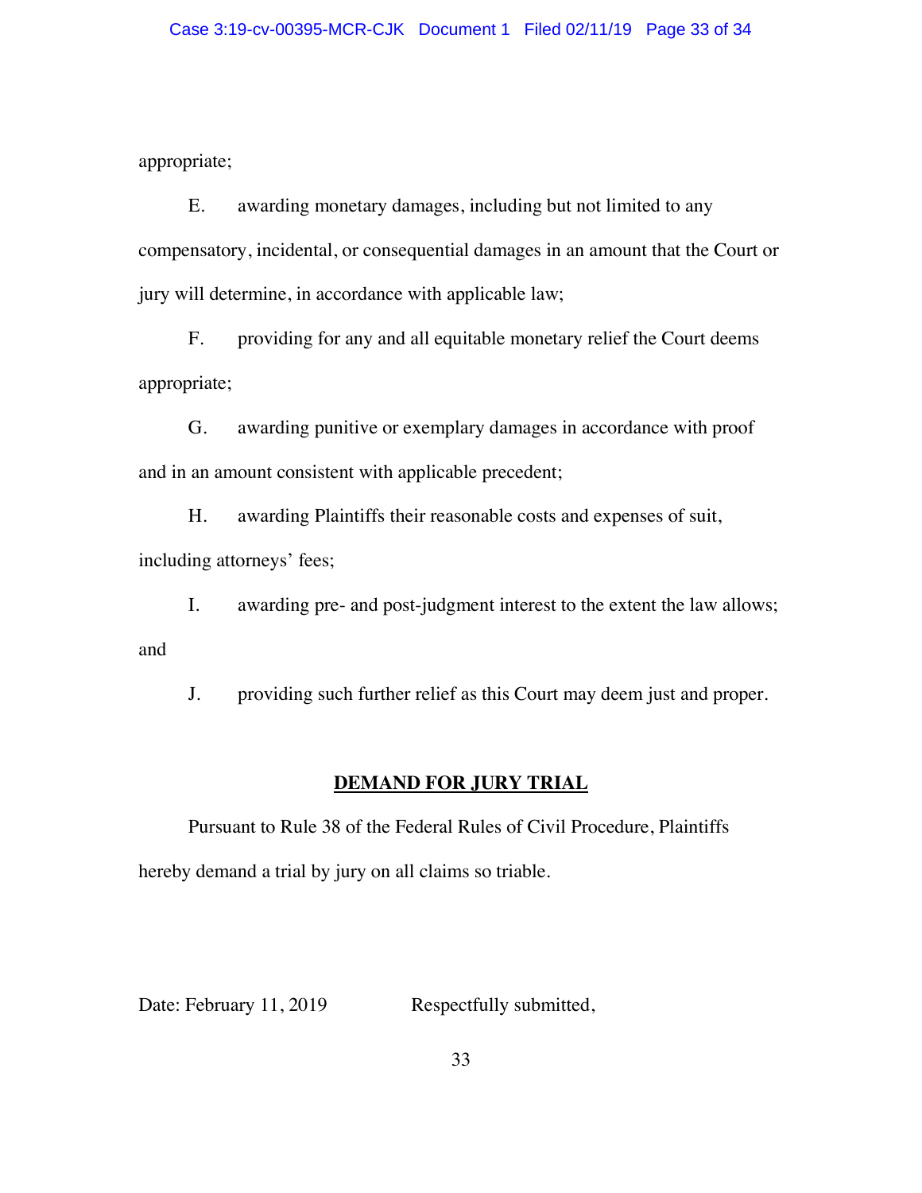appropriate;

E. awarding monetary damages, including but not limited to any compensatory, incidental, or consequential damages in an amount that the Court or jury will determine, in accordance with applicable law;

F. providing for any and all equitable monetary relief the Court deems appropriate;

G. awarding punitive or exemplary damages in accordance with proof and in an amount consistent with applicable precedent;

H. awarding Plaintiffs their reasonable costs and expenses of suit, including attorneys' fees;

I. awarding pre- and post-judgment interest to the extent the law allows; and

J. providing such further relief as this Court may deem just and proper.

## **DEMAND FOR JURY TRIAL**

Pursuant to Rule 38 of the Federal Rules of Civil Procedure, Plaintiffs hereby demand a trial by jury on all claims so triable.

Date: February 11, 2019 Respectfully submitted,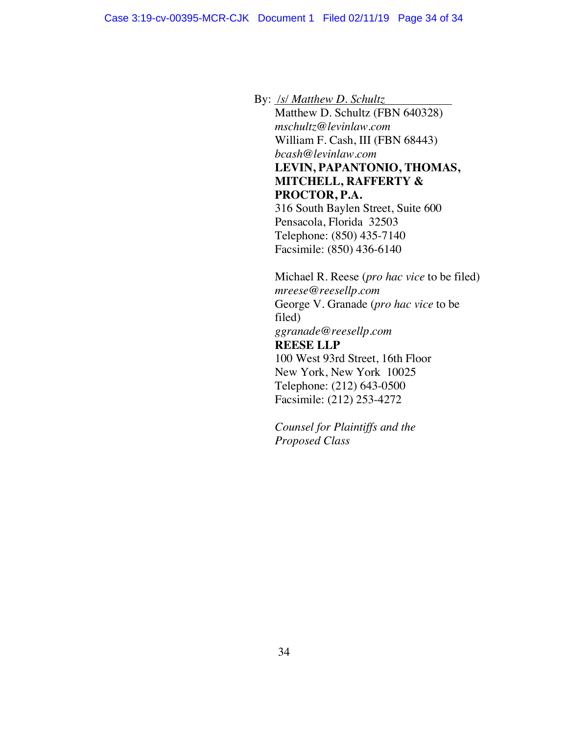By: */s/ Matthew D. Schultz*

Matthew D. Schultz (FBN 640328)
*mschultz@levinlaw.com*
William F. Cash, III (FBN 68443)
*bcash@levinlaw.com*
**LEVIN, PAPANTONIO, THOMAS, MITCHELL, RAFFERTY & PROCTOR, P.A.**
316 South Baylen Street, Suite 600
Pensacola, Florida 32503
Telephone: (850) 435-7140
Facsimile: (850) 436-6140

Michael R. Reese (*pro hac vice* to be filed)
*mreese@reesellp.com*
George V. Granade (*pro hac vice* to be filed)
*ggranade@reesellp.com*
**REESE LLP**
100 West 93rd Street, 16th Floor
New York, New York 10025
Telephone: (212) 643-0500
Facsimile: (212) 253-4272

*Counsel for Plaintiffs and the Proposed Class*